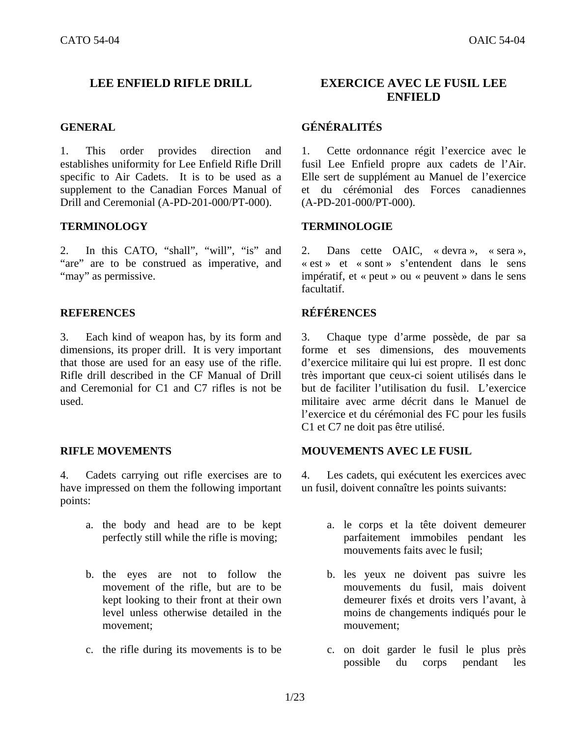# LEE ENFIELD RIFLE DRILL

## GENERAL

1. This order provides direction and establishes uniformity for Lee Enfield Rifle Drill specific to Air Cadets. It is to be used as a supplement to the Canadian Forces Manual of Drill and Ceremonial (A-PD-201-000/PT-000).

## TERMINOLOGY

2. In this CATO, "shall", "will", "is" and "are" are to be construed as imperative, and "may" as permissive.

## REFERENCES

3. Each kind of weapon has, by its form and dimensions, its proper drill. It is very important that those are used for an easy use of the rifle. Rifle drill described in the CF Manual of Drill and Ceremonial for C1 and C7 rifles is not be used.

## RIFLE MOVEMENTS

4. Cadets carrying out rifle exercises are to have impressed on them the following important points:

a. the body and head are to be kept perfectly still while the rifle is moving;

b. the eyes are not to follow the movement of the rifle, but are to be kept looking to their front at their own level unless otherwise detailed in the movement;

c. the rifle during its movements is to be

# EXERCICE AVEC LE FUSIL LEE ENFIELD

## GÉNÉRALITÉS

1. Cette ordonnance régit l'exercice avec le fusil Lee Enfield propre aux cadets de l'Air. Elle sert de supplément au Manuel de l'exercice et du cérémonial des Forces canadiennes (A-PD-201-000/PT-000).

## TERMINOLOGIE

2. Dans cette OAIC, « devra », « sera », « est » et « sont » s'entendent dans le sens impératif, et « peut » ou « peuvent » dans le sens facultatif.

## RÉFÉRENCES

3. Chaque type d'arme possède, de par sa forme et ses dimensions, des mouvements d'exercice militaire qui lui est propre. Il est donc très important que ceux-ci soient utilisés dans le but de faciliter l'utilisation du fusil. L'exercice militaire avec arme décrit dans le Manuel de l'exercice et du cérémonial des FC pour les fusils C1 et C7 ne doit pas être utilisé.

## MOUVEMENTS AVEC LE FUSIL

4. Les cadets, qui exécutent les exercices avec un fusil, doivent connaître les points suivants:

a. le corps et la tête doivent demeurer parfaitement immobiles pendant les mouvements faits avec le fusil;

b. les yeux ne doivent pas suivre les mouvements du fusil, mais doivent demeurer fixés et droits vers l'avant, à moins de changements indiqués pour le mouvement;

c. on doit garder le fusil le plus près possible du corps pendant les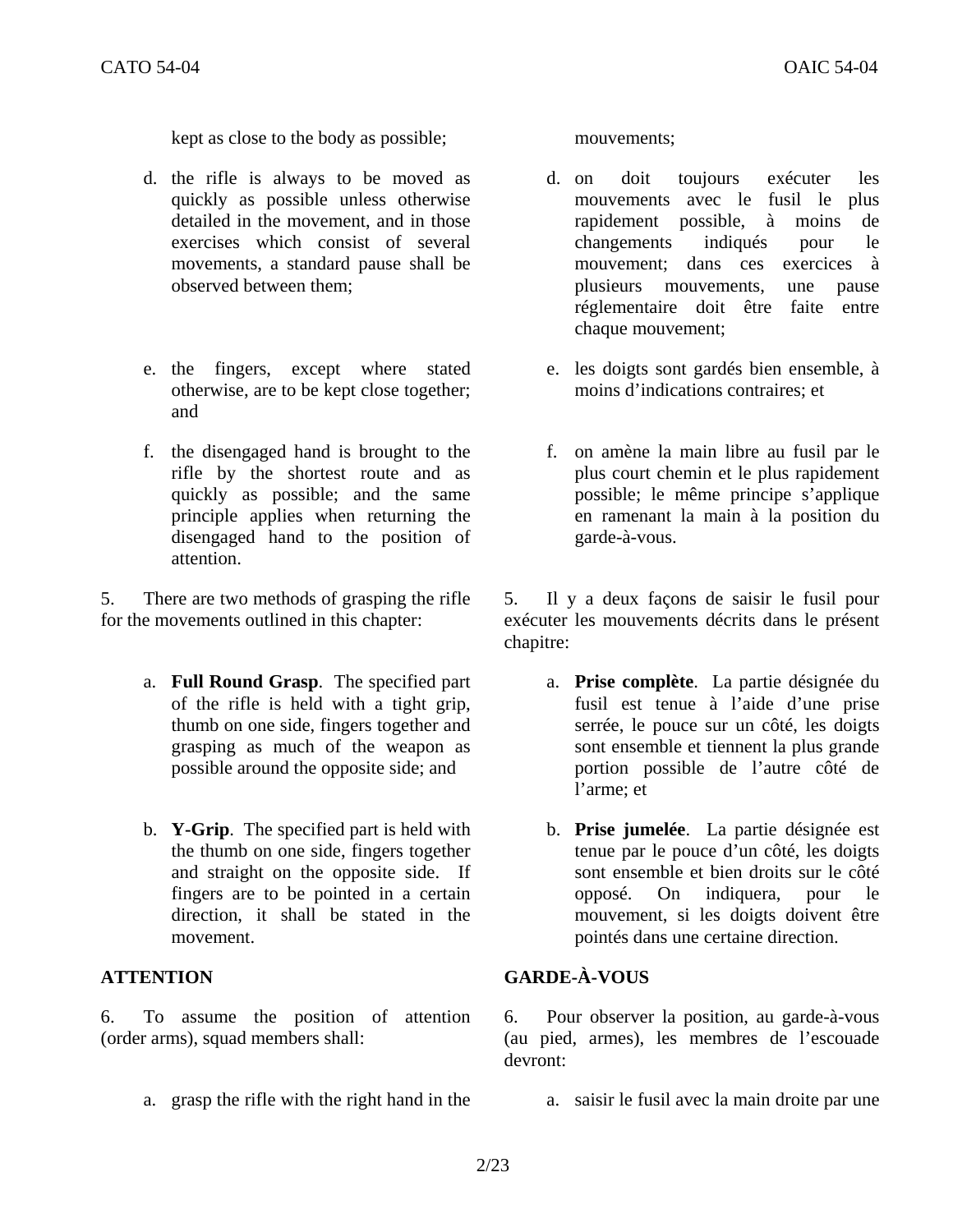kept as close to the body as possible;

d. the rifle is always to be moved as quickly as possible unless otherwise detailed in the movement, and in those exercises which consist of several movements, a standard pause shall be observed between them;

e. the fingers, except where stated otherwise, are to be kept close together; and

f. the disengaged hand is brought to the rifle by the shortest route and as quickly as possible; and the same principle applies when returning the disengaged hand to the position of attention.

5. There are two methods of grasping the rifle for the movements outlined in this chapter:

a. **Full Round Grasp**. The specified part of the rifle is held with a tight grip, thumb on one side, fingers together and grasping as much of the weapon as possible around the opposite side; and

b. **Y-Grip**. The specified part is held with the thumb on one side, fingers together and straight on the opposite side. If fingers are to be pointed in a certain direction, it shall be stated in the movement.

**ATTENTION**

6. To assume the position of attention (order arms), squad members shall:

a. grasp the rifle with the right hand in the

mouvements;

d. on doit toujours exécuter les mouvements avec le fusil le plus rapidement possible, à moins de changements indiqués pour le mouvement; dans ces exercices à plusieurs mouvements, une pause réglementaire doit être faite entre chaque mouvement;

e. les doigts sont gardés bien ensemble, à moins d'indications contraires; et

f. on amène la main libre au fusil par le plus court chemin et le plus rapidement possible; le même principe s'applique en ramenant la main à la position du garde-à-vous.

5. Il y a deux façons de saisir le fusil pour exécuter les mouvements décrits dans le présent chapitre:

a. **Prise complète**. La partie désignée du fusil est tenue à l'aide d'une prise serrée, le pouce sur un côté, les doigts sont ensemble et tiennent la plus grande portion possible de l'autre côté de l'arme; et

b. **Prise jumelée**. La partie désignée est tenue par le pouce d'un côté, les doigts sont ensemble et bien droits sur le côté opposé. On indiquera, pour le mouvement, si les doigts doivent être pointés dans une certaine direction.

**GARDE-À-VOUS**

6. Pour observer la position, au garde-à-vous (au pied, armes), les membres de l'escouade devront:

a. saisir le fusil avec la main droite par une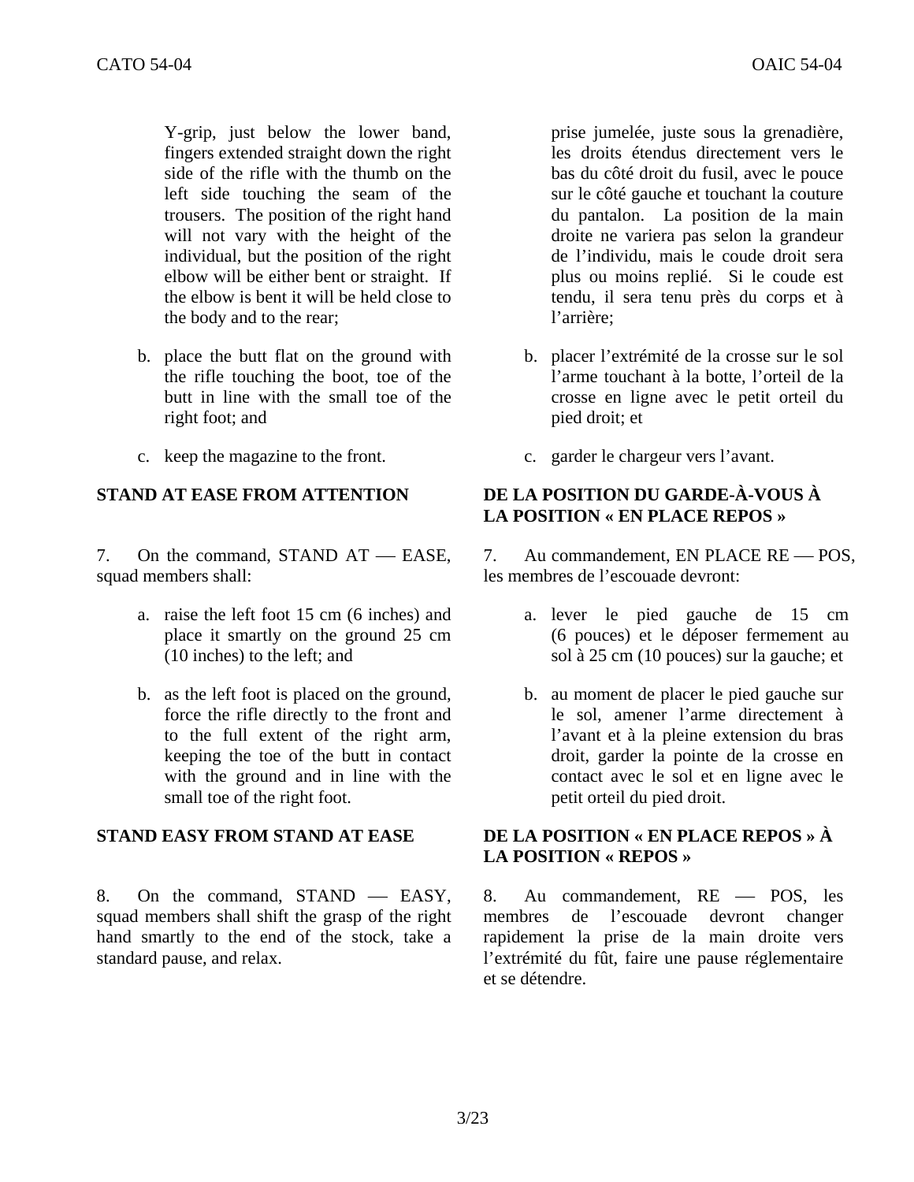Y-grip, just below the lower band, fingers extended straight down the right side of the rifle with the thumb on the left side touching the seam of the trousers. The position of the right hand will not vary with the height of the individual, but the position of the right elbow will be either bent or straight. If the elbow is bent it will be held close to the body and to the rear;

b. place the butt flat on the ground with the rifle touching the boot, toe of the butt in line with the small toe of the right foot; and

c. keep the magazine to the front.

**STAND AT EASE FROM ATTENTION**

7. On the command, STAND AT — EASE, squad members shall:

a. raise the left foot 15 cm (6 inches) and place it smartly on the ground 25 cm (10 inches) to the left; and

b. as the left foot is placed on the ground, force the rifle directly to the front and to the full extent of the right arm, keeping the toe of the butt in contact with the ground and in line with the small toe of the right foot.

**STAND EASY FROM STAND AT EASE**

8. On the command, STAND — EASY, squad members shall shift the grasp of the right hand smartly to the end of the stock, take a standard pause, and relax.

prise jumelée, juste sous la grenadière, les droits étendus directement vers le bas du côté droit du fusil, avec le pouce sur le côté gauche et touchant la couture du pantalon. La position de la main droite ne variera pas selon la grandeur de l'individu, mais le coude droit sera plus ou moins replié. Si le coude est tendu, il sera tenu près du corps et à l'arrière;

b. placer l'extrémité de la crosse sur le sol l'arme touchant à la botte, l'orteil de la crosse en ligne avec le petit orteil du pied droit; et

c. garder le chargeur vers l'avant.

**DE LA POSITION DU GARDE-À-VOUS À LA POSITION « EN PLACE REPOS »**

7. Au commandement, EN PLACE RE — POS, les membres de l'escouade devront:

a. lever le pied gauche de 15 cm (6 pouces) et le déposer fermement au sol à 25 cm (10 pouces) sur la gauche; et

b. au moment de placer le pied gauche sur le sol, amener l'arme directement à l'avant et à la pleine extension du bras droit, garder la pointe de la crosse en contact avec le sol et en ligne avec le petit orteil du pied droit.

**DE LA POSITION « EN PLACE REPOS » À LA POSITION « REPOS »**

8. Au commandement, RE — POS, les membres de l'escouade devront changer rapidement la prise de la main droite vers l'extrémité du fût, faire une pause réglementaire et se détendre.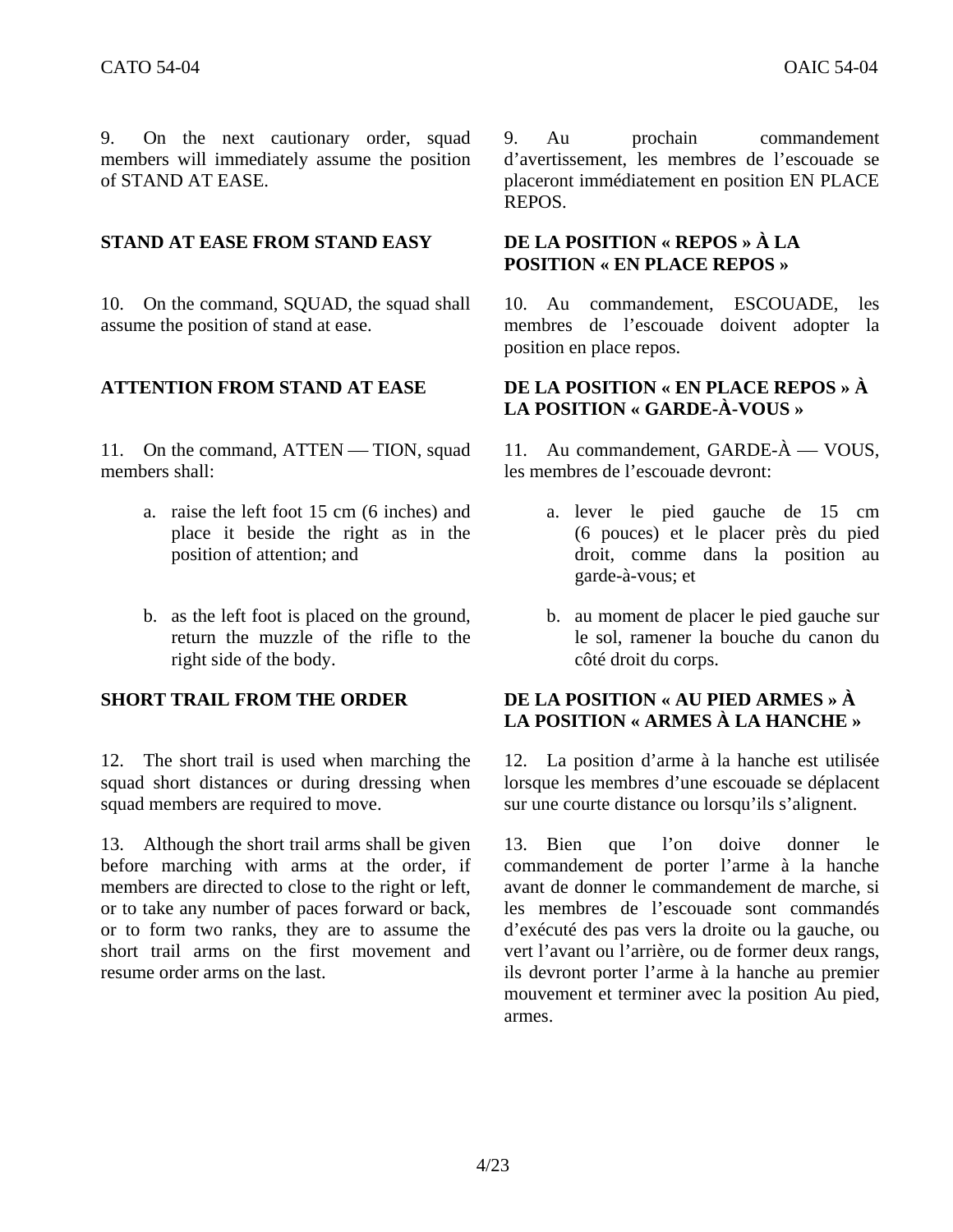9. On the next cautionary order, squad members will immediately assume the position of STAND AT EASE.

**STAND AT EASE FROM STAND EASY**

10. On the command, SQUAD, the squad shall assume the position of stand at ease.

**ATTENTION FROM STAND AT EASE**

11. On the command, ATTEN — TION, squad members shall:

a. raise the left foot 15 cm (6 inches) and place it beside the right as in the position of attention; and

b. as the left foot is placed on the ground, return the muzzle of the rifle to the right side of the body.

**SHORT TRAIL FROM THE ORDER**

12. The short trail is used when marching the squad short distances or during dressing when squad members are required to move.

13. Although the short trail arms shall be given before marching with arms at the order, if members are directed to close to the right or left, or to take any number of paces forward or back, or to form two ranks, they are to assume the short trail arms on the first movement and resume order arms on the last.

9. Au prochain commandement d'avertissement, les membres de l'escouade se placeront immédiatement en position EN PLACE REPOS.

**DE LA POSITION « REPOS » À LA POSITION « EN PLACE REPOS »**

10. Au commandement, ESCOUADE, les membres de l'escouade doivent adopter la position en place repos.

**DE LA POSITION « EN PLACE REPOS » À LA POSITION « GARDE-À-VOUS »**

11. Au commandement, GARDE-À — VOUS, les membres de l'escouade devront:

a. lever le pied gauche de 15 cm (6 pouces) et le placer près du pied droit, comme dans la position au garde-à-vous; et

b. au moment de placer le pied gauche sur le sol, ramener la bouche du canon du côté droit du corps.

**DE LA POSITION « AU PIED ARMES » À LA POSITION « ARMES À LA HANCHE »**

12. La position d'arme à la hanche est utilisée lorsque les membres d'une escouade se déplacent sur une courte distance ou lorsqu'ils s'alignent.

13. Bien que l'on doive donner le commandement de porter l'arme à la hanche avant de donner le commandement de marche, si les membres de l'escouade sont commandés d'exécuté des pas vers la droite ou la gauche, ou vert l'avant ou l'arrière, ou de former deux rangs, ils devront porter l'arme à la hanche au premier mouvement et terminer avec la position Au pied, armes.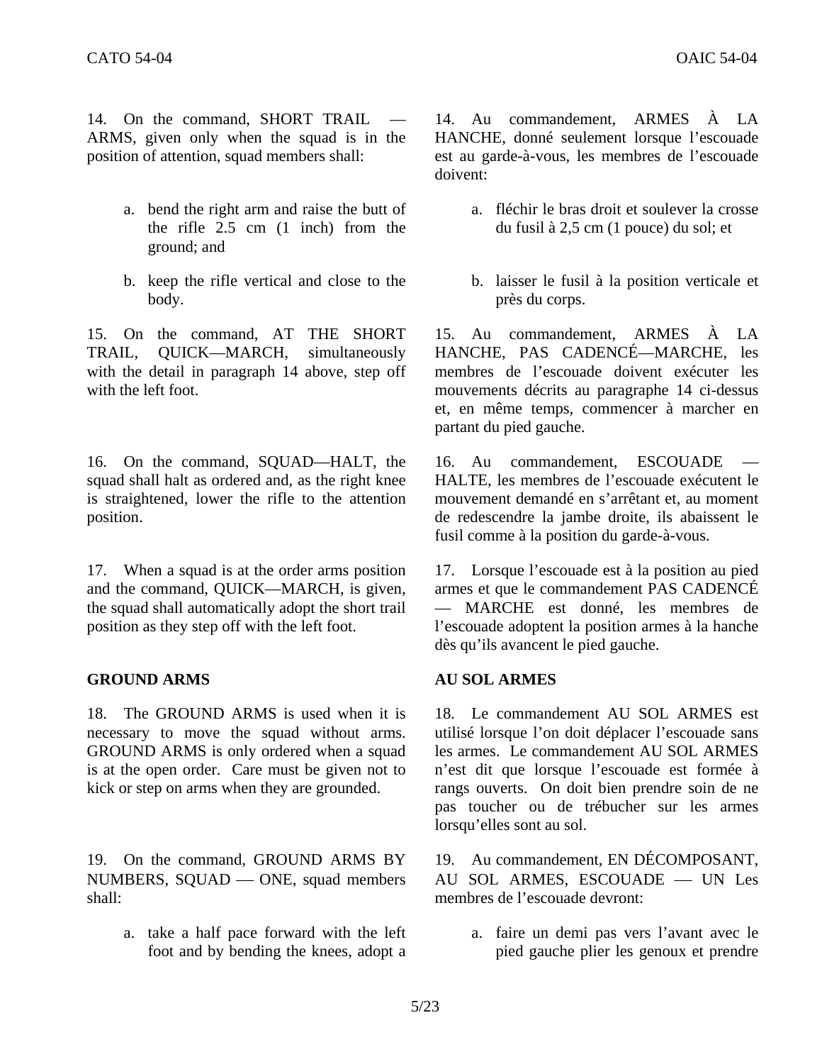14. On the command, SHORT TRAIL — ARMS, given only when the squad is in the position of attention, squad members shall:

a. bend the right arm and raise the butt of the rifle 2.5 cm (1 inch) from the ground; and

b. keep the rifle vertical and close to the body.

15. On the command, AT THE SHORT TRAIL, QUICK—MARCH, simultaneously with the detail in paragraph 14 above, step off with the left foot.

16. On the command, SQUAD—HALT, the squad shall halt as ordered and, as the right knee is straightened, lower the rifle to the attention position.

17. When a squad is at the order arms position and the command, QUICK—MARCH, is given, the squad shall automatically adopt the short trail position as they step off with the left foot.

## GROUND ARMS

18. The GROUND ARMS is used when it is necessary to move the squad without arms. GROUND ARMS is only ordered when a squad is at the open order. Care must be given not to kick or step on arms when they are grounded.

19. On the command, GROUND ARMS BY NUMBERS, SQUAD — ONE, squad members shall:

a. take a half pace forward with the left foot and by bending the knees, adopt a

14. Au commandement, ARMES À LA HANCHE, donné seulement lorsque l'escouade est au garde-à-vous, les membres de l'escouade doivent:

a. fléchir le bras droit et soulever la crosse du fusil à 2,5 cm (1 pouce) du sol; et

b. laisser le fusil à la position verticale et près du corps.

15. Au commandement, ARMES À LA HANCHE, PAS CADENCÉ—MARCHE, les membres de l'escouade doivent exécuter les mouvements décrits au paragraphe 14 ci-dessus et, en même temps, commencer à marcher en partant du pied gauche.

16. Au commandement, ESCOUADE — HALTE, les membres de l'escouade exécutent le mouvement demandé en s'arrêtant et, au moment de redescendre la jambe droite, ils abaissent le fusil comme à la position du garde-à-vous.

17. Lorsque l'escouade est à la position au pied armes et que le commandement PAS CADENCÉ — MARCHE est donné, les membres de l'escouade adoptent la position armes à la hanche dès qu'ils avancent le pied gauche.

## AU SOL ARMES

18. Le commandement AU SOL ARMES est utilisé lorsque l'on doit déplacer l'escouade sans les armes. Le commandement AU SOL ARMES n'est dit que lorsque l'escouade est formée à rangs ouverts. On doit bien prendre soin de ne pas toucher ou de trébucher sur les armes lorsqu'elles sont au sol.

19. Au commandement, EN DÉCOMPOSANT, AU SOL ARMES, ESCOUADE — UN Les membres de l'escouade devront:

a. faire un demi pas vers l'avant avec le pied gauche plier les genoux et prendre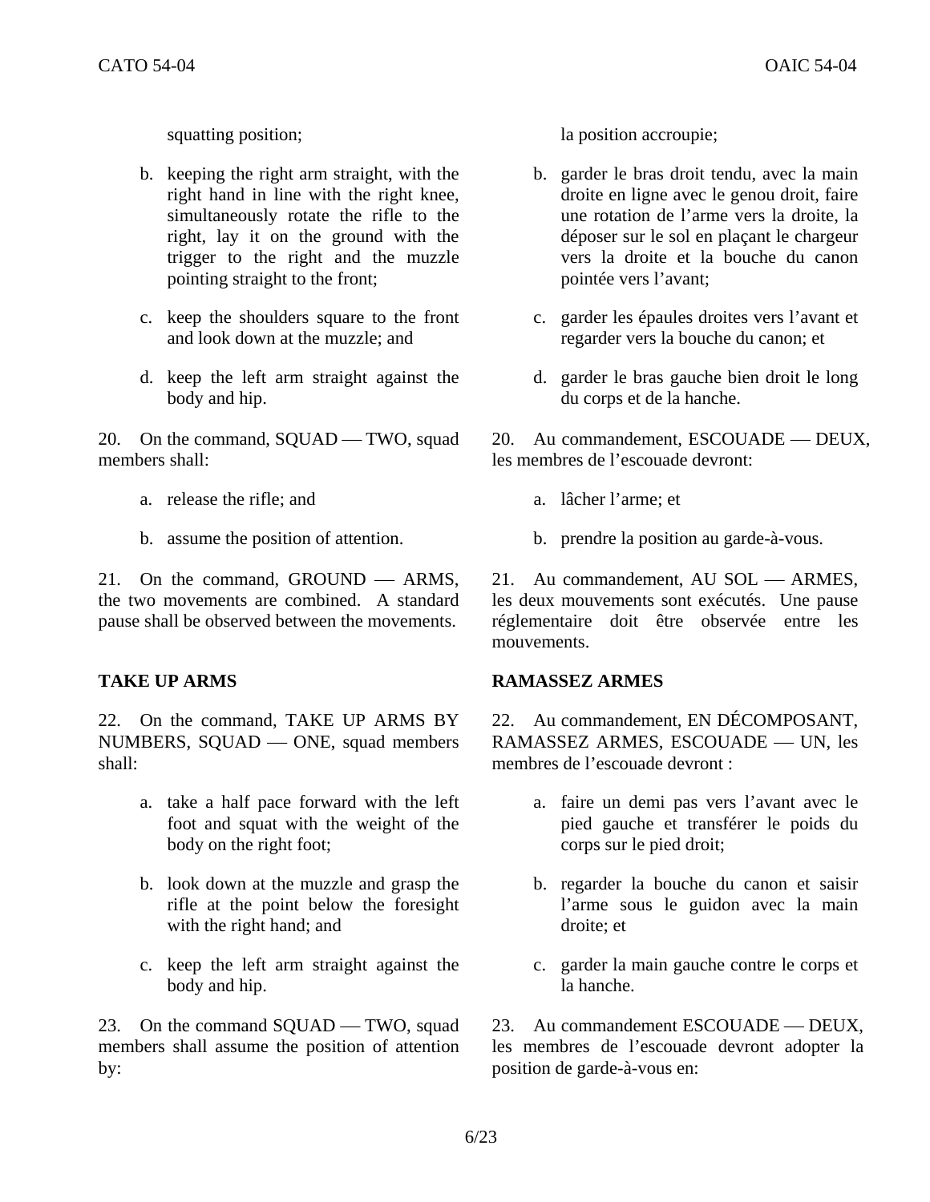squatting position;

b. keeping the right arm straight, with the right hand in line with the right knee, simultaneously rotate the rifle to the right, lay it on the ground with the trigger to the right and the muzzle pointing straight to the front;

c. keep the shoulders square to the front and look down at the muzzle; and

d. keep the left arm straight against the body and hip.

20. On the command, SQUAD — TWO, squad members shall:

a. release the rifle; and

b. assume the position of attention.

21. On the command, GROUND — ARMS, the two movements are combined. A standard pause shall be observed between the movements.

**TAKE UP ARMS**

22. On the command, TAKE UP ARMS BY NUMBERS, SQUAD — ONE, squad members shall:

a. take a half pace forward with the left foot and squat with the weight of the body on the right foot;

b. look down at the muzzle and grasp the rifle at the point below the foresight with the right hand; and

c. keep the left arm straight against the body and hip.

23. On the command SQUAD — TWO, squad members shall assume the position of attention by:

la position accroupie;

b. garder le bras droit tendu, avec la main droite en ligne avec le genou droit, faire une rotation de l'arme vers la droite, la déposer sur le sol en plaçant le chargeur vers la droite et la bouche du canon pointée vers l'avant;

c. garder les épaules droites vers l'avant et regarder vers la bouche du canon; et

d. garder le bras gauche bien droit le long du corps et de la hanche.

20. Au commandement, ESCOUADE — DEUX, les membres de l'escouade devront:

a. lâcher l'arme; et

b. prendre la position au garde-à-vous.

21. Au commandement, AU SOL — ARMES, les deux mouvements sont exécutés. Une pause réglementaire doit être observée entre les mouvements.

**RAMASSEZ ARMES**

22. Au commandement, EN DÉCOMPOSANT, RAMASSEZ ARMES, ESCOUADE — UN, les membres de l'escouade devront :

a. faire un demi pas vers l'avant avec le pied gauche et transférer le poids du corps sur le pied droit;

b. regarder la bouche du canon et saisir l'arme sous le guidon avec la main droite; et

c. garder la main gauche contre le corps et la hanche.

23. Au commandement ESCOUADE — DEUX, les membres de l'escouade devront adopter la position de garde-à-vous en: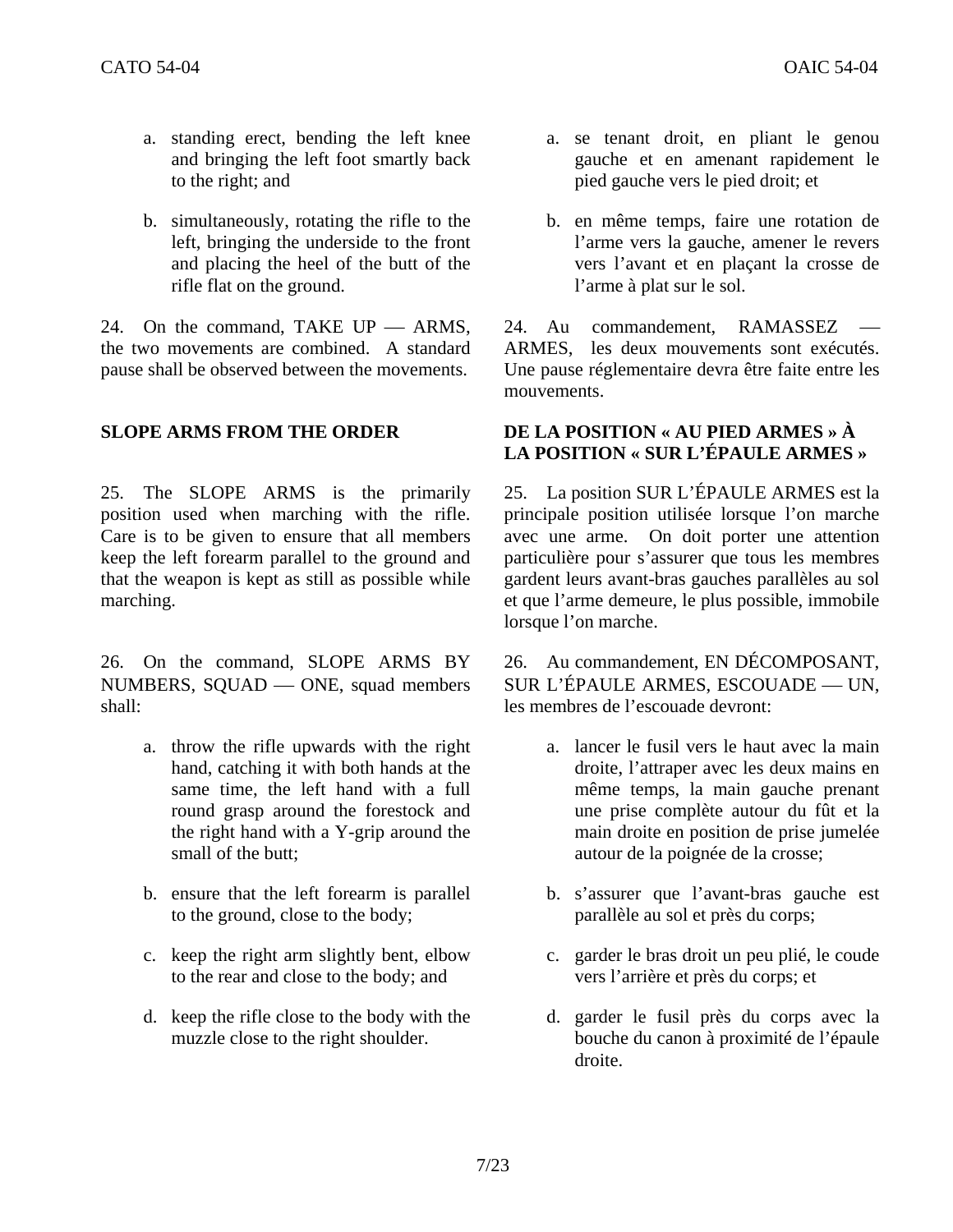a. standing erect, bending the left knee and bringing the left foot smartly back to the right; and

b. simultaneously, rotating the rifle to the left, bringing the underside to the front and placing the heel of the butt of the rifle flat on the ground.

24. On the command, TAKE UP — ARMS, the two movements are combined. A standard pause shall be observed between the movements.

**SLOPE ARMS FROM THE ORDER**

25. The SLOPE ARMS is the primarily position used when marching with the rifle. Care is to be given to ensure that all members keep the left forearm parallel to the ground and that the weapon is kept as still as possible while marching.

26. On the command, SLOPE ARMS BY NUMBERS, SQUAD — ONE, squad members shall:

a. throw the rifle upwards with the right hand, catching it with both hands at the same time, the left hand with a full round grasp around the forestock and the right hand with a Y-grip around the small of the butt;

b. ensure that the left forearm is parallel to the ground, close to the body;

c. keep the right arm slightly bent, elbow to the rear and close to the body; and

d. keep the rifle close to the body with the muzzle close to the right shoulder.

a. se tenant droit, en pliant le genou gauche et en amenant rapidement le pied gauche vers le pied droit; et

b. en même temps, faire une rotation de l'arme vers la gauche, amener le revers vers l'avant et en plaçant la crosse de l'arme à plat sur le sol.

24. Au commandement, RAMASSEZ — ARMES, les deux mouvements sont exécutés. Une pause réglementaire devra être faite entre les mouvements.

**DE LA POSITION « AU PIED ARMES » À LA POSITION « SUR L'ÉPAULE ARMES »**

25. La position SUR L'ÉPAULE ARMES est la principale position utilisée lorsque l'on marche avec une arme. On doit porter une attention particulière pour s'assurer que tous les membres gardent leurs avant-bras gauches parallèles au sol et que l'arme demeure, le plus possible, immobile lorsque l'on marche.

26. Au commandement, EN DÉCOMPOSANT, SUR L'ÉPAULE ARMES, ESCOUADE — UN, les membres de l'escouade devront:

a. lancer le fusil vers le haut avec la main droite, l'attraper avec les deux mains en même temps, la main gauche prenant une prise complète autour du fût et la main droite en position de prise jumelée autour de la poignée de la crosse;

b. s'assurer que l'avant-bras gauche est parallèle au sol et près du corps;

c. garder le bras droit un peu plié, le coude vers l'arrière et près du corps; et

d. garder le fusil près du corps avec la bouche du canon à proximité de l'épaule droite.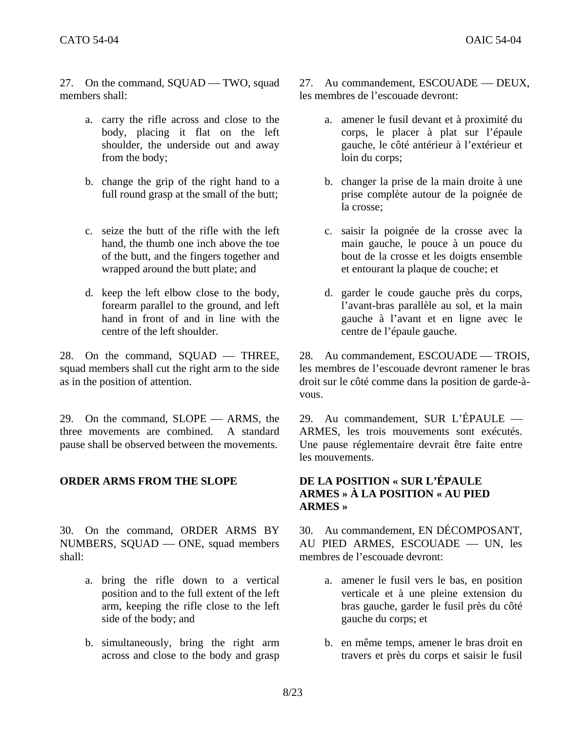27. On the command, SQUAD — TWO, squad members shall:

a. carry the rifle across and close to the body, placing it flat on the left shoulder, the underside out and away from the body;

b. change the grip of the right hand to a full round grasp at the small of the butt;

c. seize the butt of the rifle with the left hand, the thumb one inch above the toe of the butt, and the fingers together and wrapped around the butt plate; and

d. keep the left elbow close to the body, forearm parallel to the ground, and left hand in front of and in line with the centre of the left shoulder.

28. On the command, SQUAD — THREE, squad members shall cut the right arm to the side as in the position of attention.

29. On the command, SLOPE — ARMS, the three movements are combined. A standard pause shall be observed between the movements.

**ORDER ARMS FROM THE SLOPE**

30. On the command, ORDER ARMS BY NUMBERS, SQUAD — ONE, squad members shall:

a. bring the rifle down to a vertical position and to the full extent of the left arm, keeping the rifle close to the left side of the body; and

b. simultaneously, bring the right arm across and close to the body and grasp

27. Au commandement, ESCOUADE — DEUX, les membres de l'escouade devront:

a. amener le fusil devant et à proximité du corps, le placer à plat sur l'épaule gauche, le côté antérieur à l'extérieur et loin du corps;

b. changer la prise de la main droite à une prise complète autour de la poignée de la crosse;

c. saisir la poignée de la crosse avec la main gauche, le pouce à un pouce du bout de la crosse et les doigts ensemble et entourant la plaque de couche; et

d. garder le coude gauche près du corps, l'avant-bras parallèle au sol, et la main gauche à l'avant et en ligne avec le centre de l'épaule gauche.

28. Au commandement, ESCOUADE — TROIS, les membres de l'escouade devront ramener le bras droit sur le côté comme dans la position de garde-à-vous.

29. Au commandement, SUR L'ÉPAULE — ARMES, les trois mouvements sont exécutés. Une pause réglementaire devrait être faite entre les mouvements.

**DE LA POSITION « SUR L'ÉPAULE ARMES » À LA POSITION « AU PIED ARMES »**

30. Au commandement, EN DÉCOMPOSANT, AU PIED ARMES, ESCOUADE — UN, les membres de l'escouade devront:

a. amener le fusil vers le bas, en position verticale et à une pleine extension du bras gauche, garder le fusil près du côté gauche du corps; et

b. en même temps, amener le bras droit en travers et près du corps et saisir le fusil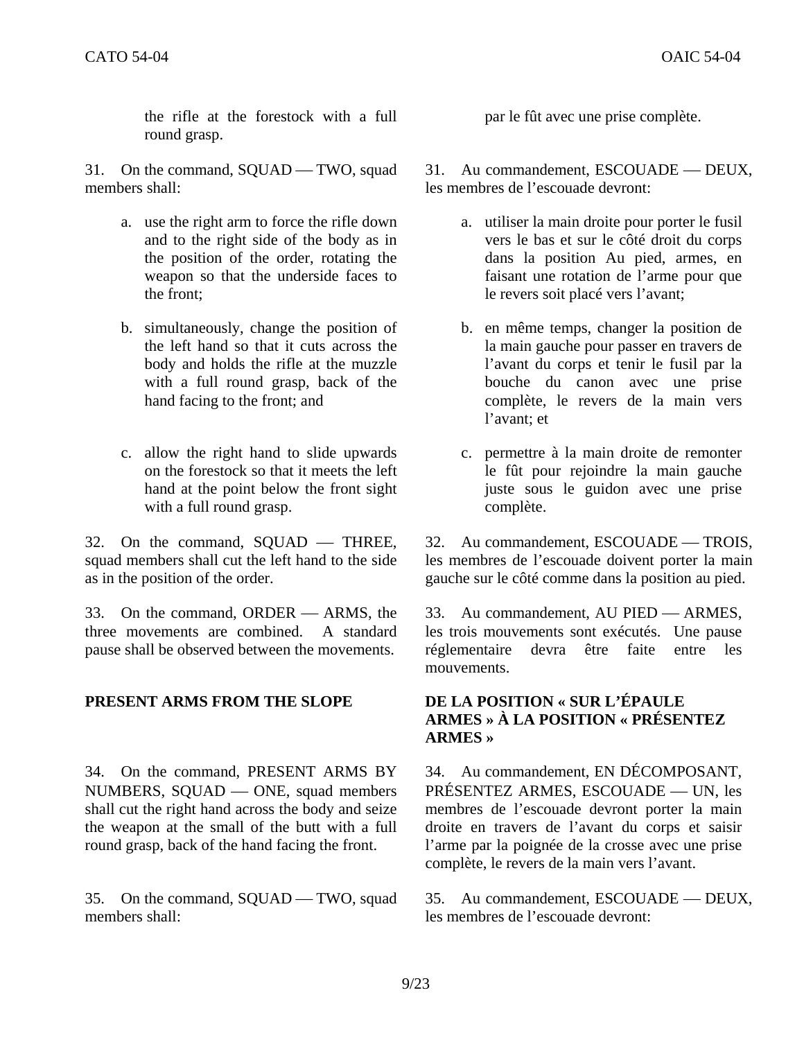the rifle at the forestock with a full round grasp.

31. On the command, SQUAD — TWO, squad members shall:

a. use the right arm to force the rifle down and to the right side of the body as in the position of the order, rotating the weapon so that the underside faces to the front;

b. simultaneously, change the position of the left hand so that it cuts across the body and holds the rifle at the muzzle with a full round grasp, back of the hand facing to the front; and

c. allow the right hand to slide upwards on the forestock so that it meets the left hand at the point below the front sight with a full round grasp.

32. On the command, SQUAD — THREE, squad members shall cut the left hand to the side as in the position of the order.

33. On the command, ORDER — ARMS, the three movements are combined. A standard pause shall be observed between the movements.

**PRESENT ARMS FROM THE SLOPE**

34. On the command, PRESENT ARMS BY NUMBERS, SQUAD — ONE, squad members shall cut the right hand across the body and seize the weapon at the small of the butt with a full round grasp, back of the hand facing the front.

35. On the command, SQUAD — TWO, squad members shall:

par le fût avec une prise complète.

31. Au commandement, ESCOUADE — DEUX, les membres de l'escouade devront:

a. utiliser la main droite pour porter le fusil vers le bas et sur le côté droit du corps dans la position Au pied, armes, en faisant une rotation de l'arme pour que le revers soit placé vers l'avant;

b. en même temps, changer la position de la main gauche pour passer en travers de l'avant du corps et tenir le fusil par la bouche du canon avec une prise complète, le revers de la main vers l'avant; et

c. permettre à la main droite de remonter le fût pour rejoindre la main gauche juste sous le guidon avec une prise complète.

32. Au commandement, ESCOUADE — TROIS, les membres de l'escouade doivent porter la main gauche sur le côté comme dans la position au pied.

33. Au commandement, AU PIED — ARMES, les trois mouvements sont exécutés. Une pause réglementaire devra être faite entre les mouvements.

**DE LA POSITION « SUR L'ÉPAULE ARMES » À LA POSITION « PRÉSENTEZ ARMES »**

34. Au commandement, EN DÉCOMPOSANT, PRÉSENTEZ ARMES, ESCOUADE — UN, les membres de l'escouade devront porter la main droite en travers de l'avant du corps et saisir l'arme par la poignée de la crosse avec une prise complète, le revers de la main vers l'avant.

35. Au commandement, ESCOUADE — DEUX, les membres de l'escouade devront: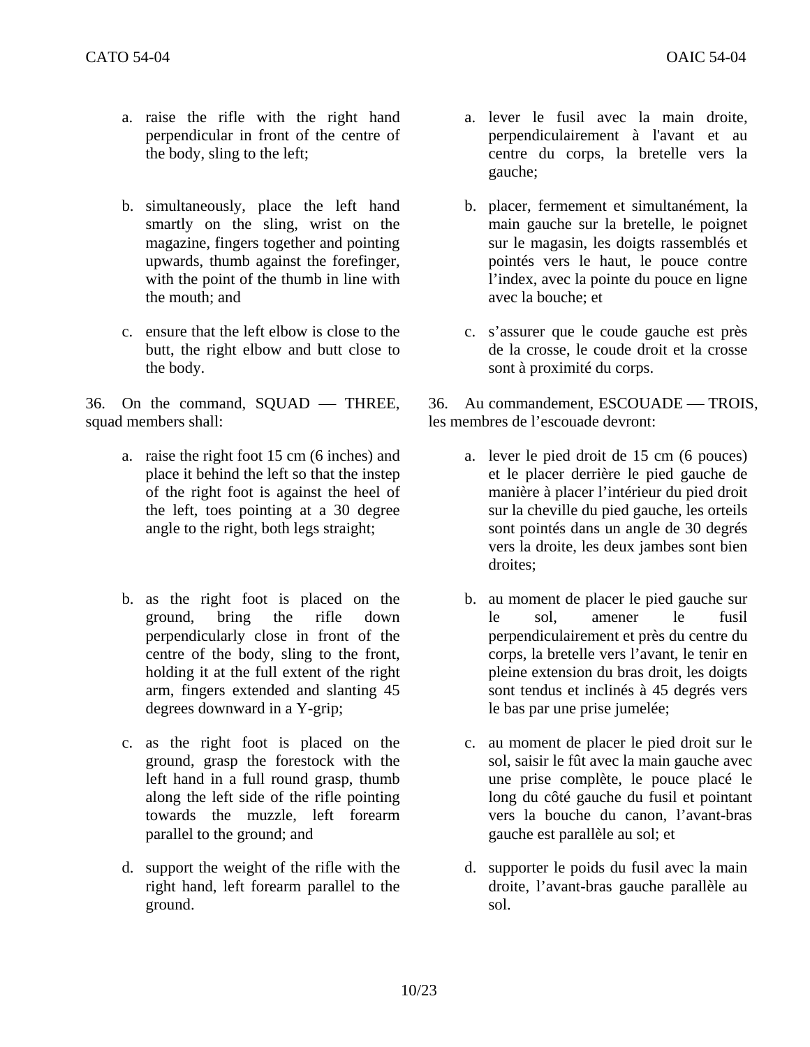a. raise the rifle with the right hand perpendicular in front of the centre of the body, sling to the left;

b. simultaneously, place the left hand smartly on the sling, wrist on the magazine, fingers together and pointing upwards, thumb against the forefinger, with the point of the thumb in line with the mouth; and

c. ensure that the left elbow is close to the butt, the right elbow and butt close to the body.

36. On the command, SQUAD — THREE, squad members shall:

a. raise the right foot 15 cm (6 inches) and place it behind the left so that the instep of the right foot is against the heel of the left, toes pointing at a 30 degree angle to the right, both legs straight;

b. as the right foot is placed on the ground, bring the rifle down perpendicularly close in front of the centre of the body, sling to the front, holding it at the full extent of the right arm, fingers extended and slanting 45 degrees downward in a Y-grip;

c. as the right foot is placed on the ground, grasp the forestock with the left hand in a full round grasp, thumb along the left side of the rifle pointing towards the muzzle, left forearm parallel to the ground; and

d. support the weight of the rifle with the right hand, left forearm parallel to the ground.

a. lever le fusil avec la main droite, perpendiculairement à l'avant et au centre du corps, la bretelle vers la gauche;

b. placer, fermement et simultanément, la main gauche sur la bretelle, le poignet sur le magasin, les doigts rassemblés et pointés vers le haut, le pouce contre l'index, avec la pointe du pouce en ligne avec la bouche; et

c. s'assurer que le coude gauche est près de la crosse, le coude droit et la crosse sont à proximité du corps.

36. Au commandement, ESCOUADE — TROIS, les membres de l'escouade devront:

a. lever le pied droit de 15 cm (6 pouces) et le placer derrière le pied gauche de manière à placer l'intérieur du pied droit sur la cheville du pied gauche, les orteils sont pointés dans un angle de 30 degrés vers la droite, les deux jambes sont bien droites;

b. au moment de placer le pied gauche sur le sol, amener le fusil perpendiculairement et près du centre du corps, la bretelle vers l'avant, le tenir en pleine extension du bras droit, les doigts sont tendus et inclinés à 45 degrés vers le bas par une prise jumelée;

c. au moment de placer le pied droit sur le sol, saisir le fût avec la main gauche avec une prise complète, le pouce placé le long du côté gauche du fusil et pointant vers la bouche du canon, l'avant-bras gauche est parallèle au sol; et

d. supporter le poids du fusil avec la main droite, l'avant-bras gauche parallèle au sol.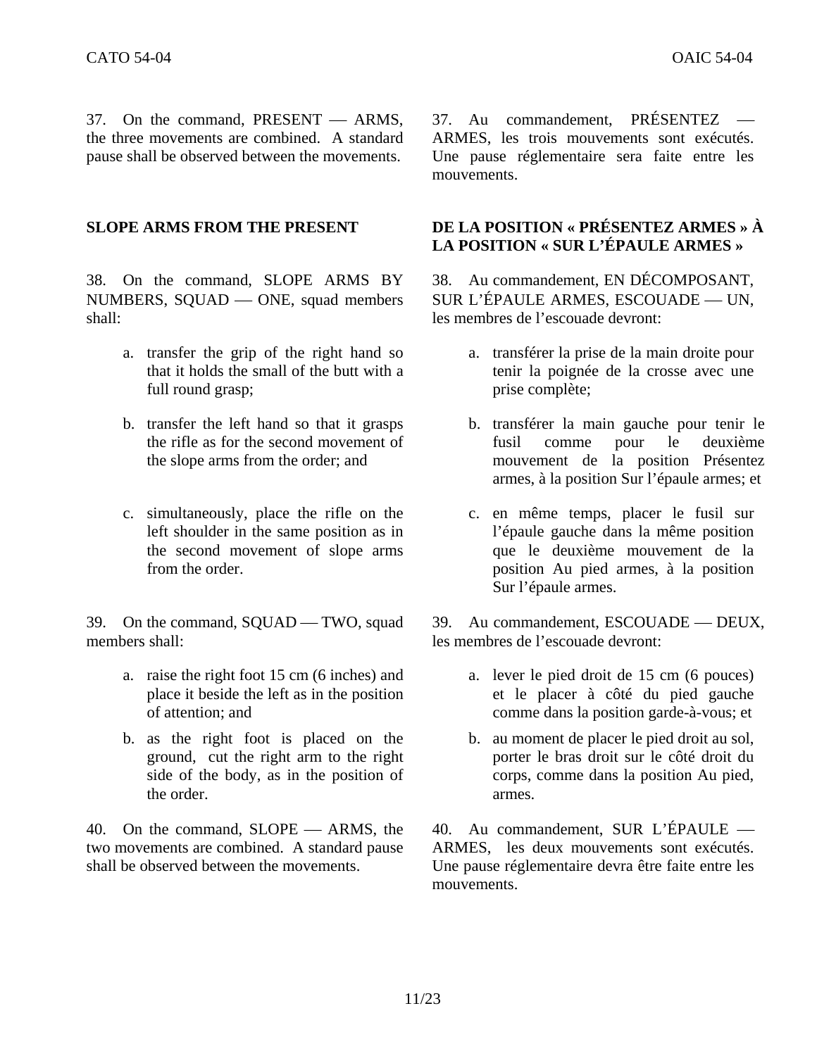37. On the command, PRESENT — ARMS, the three movements are combined. A standard pause shall be observed between the movements.

37. Au commandement, PRÉSENTEZ — ARMES, les trois mouvements sont exécutés. Une pause réglementaire sera faite entre les mouvements.

## SLOPE ARMS FROM THE PRESENT

## DE LA POSITION « PRÉSENTEZ ARMES » À LA POSITION « SUR L'ÉPAULE ARMES »

38. On the command, SLOPE ARMS BY NUMBERS, SQUAD — ONE, squad members shall:

a. transfer the grip of the right hand so that it holds the small of the butt with a full round grasp;

b. transfer the left hand so that it grasps the rifle as for the second movement of the slope arms from the order; and

c. simultaneously, place the rifle on the left shoulder in the same position as in the second movement of slope arms from the order.

38. Au commandement, EN DÉCOMPOSANT, SUR L'ÉPAULE ARMES, ESCOUADE — UN, les membres de l'escouade devront:

a. transférer la prise de la main droite pour tenir la poignée de la crosse avec une prise complète;

b. transférer la main gauche pour tenir le fusil comme pour le deuxième mouvement de la position Présentez armes, à la position Sur l'épaule armes; et

c. en même temps, placer le fusil sur l'épaule gauche dans la même position que le deuxième mouvement de la position Au pied armes, à la position Sur l'épaule armes.

39. On the command, SQUAD — TWO, squad members shall:

a. raise the right foot 15 cm (6 inches) and place it beside the left as in the position of attention; and

b. as the right foot is placed on the ground, cut the right arm to the right side of the body, as in the position of the order.

39. Au commandement, ESCOUADE — DEUX, les membres de l'escouade devront:

a. lever le pied droit de 15 cm (6 pouces) et le placer à côté du pied gauche comme dans la position garde-à-vous; et

b. au moment de placer le pied droit au sol, porter le bras droit sur le côté droit du corps, comme dans la position Au pied, armes.

40. On the command, SLOPE — ARMS, the two movements are combined. A standard pause shall be observed between the movements.

40. Au commandement, SUR L'ÉPAULE — ARMES, les deux mouvements sont exécutés. Une pause réglementaire devra être faite entre les mouvements.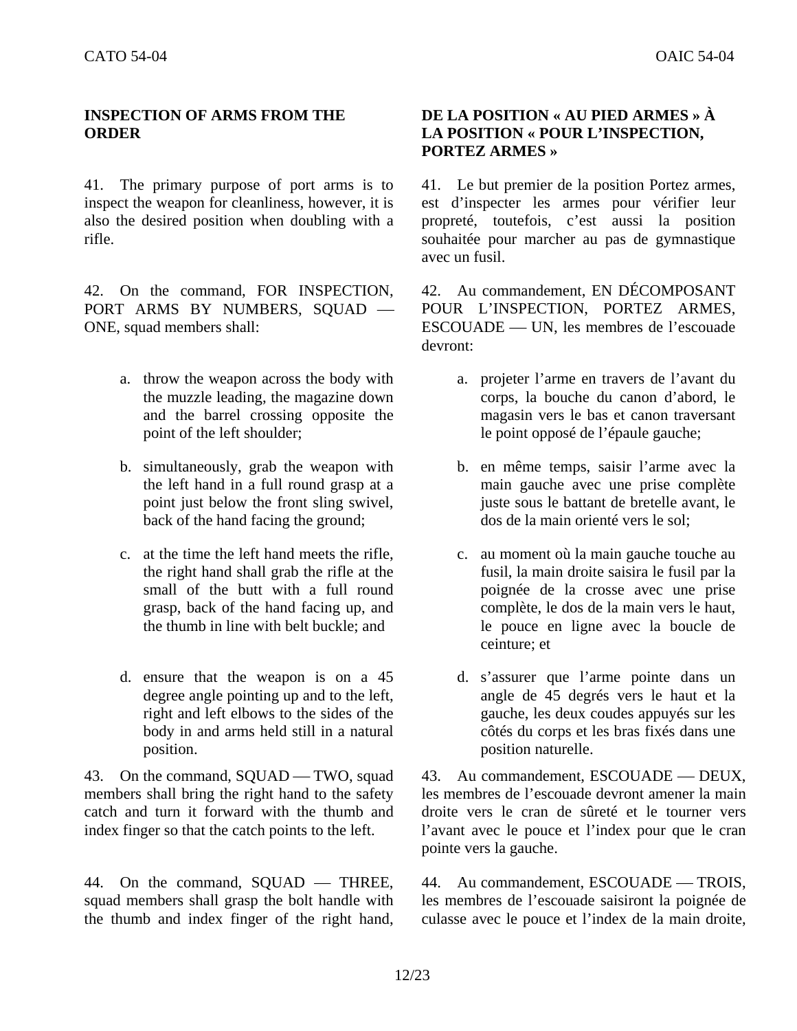**INSPECTION OF ARMS FROM THE ORDER**

41. The primary purpose of port arms is to inspect the weapon for cleanliness, however, it is also the desired position when doubling with a rifle.

42. On the command, FOR INSPECTION, PORT ARMS BY NUMBERS, SQUAD — ONE, squad members shall:

a. throw the weapon across the body with the muzzle leading, the magazine down and the barrel crossing opposite the point of the left shoulder;

b. simultaneously, grab the weapon with the left hand in a full round grasp at a point just below the front sling swivel, back of the hand facing the ground;

c. at the time the left hand meets the rifle, the right hand shall grab the rifle at the small of the butt with a full round grasp, back of the hand facing up, and the thumb in line with belt buckle; and

d. ensure that the weapon is on a 45 degree angle pointing up and to the left, right and left elbows to the sides of the body in and arms held still in a natural position.

43. On the command, SQUAD — TWO, squad members shall bring the right hand to the safety catch and turn it forward with the thumb and index finger so that the catch points to the left.

44. On the command, SQUAD — THREE, squad members shall grasp the bolt handle with the thumb and index finger of the right hand,

**DE LA POSITION « AU PIED ARMES » À LA POSITION « POUR L'INSPECTION, PORTEZ ARMES »**

41. Le but premier de la position Portez armes, est d'inspecter les armes pour vérifier leur propreté, toutefois, c'est aussi la position souhaitée pour marcher au pas de gymnastique avec un fusil.

42. Au commandement, EN DÉCOMPOSANT POUR L'INSPECTION, PORTEZ ARMES, ESCOUADE — UN, les membres de l'escouade devront:

a. projeter l'arme en travers de l'avant du corps, la bouche du canon d'abord, le magasin vers le bas et canon traversant le point opposé de l'épaule gauche;

b. en même temps, saisir l'arme avec la main gauche avec une prise complète juste sous le battant de bretelle avant, le dos de la main orienté vers le sol;

c. au moment où la main gauche touche au fusil, la main droite saisira le fusil par la poignée de la crosse avec une prise complète, le dos de la main vers le haut, le pouce en ligne avec la boucle de ceinture; et

d. s'assurer que l'arme pointe dans un angle de 45 degrés vers le haut et la gauche, les deux coudes appuyés sur les côtés du corps et les bras fixés dans une position naturelle.

43. Au commandement, ESCOUADE — DEUX, les membres de l'escouade devront amener la main droite vers le cran de sûreté et le tourner vers l'avant avec le pouce et l'index pour que le cran pointe vers la gauche.

44. Au commandement, ESCOUADE — TROIS, les membres de l'escouade saisiront la poignée de culasse avec le pouce et l'index de la main droite,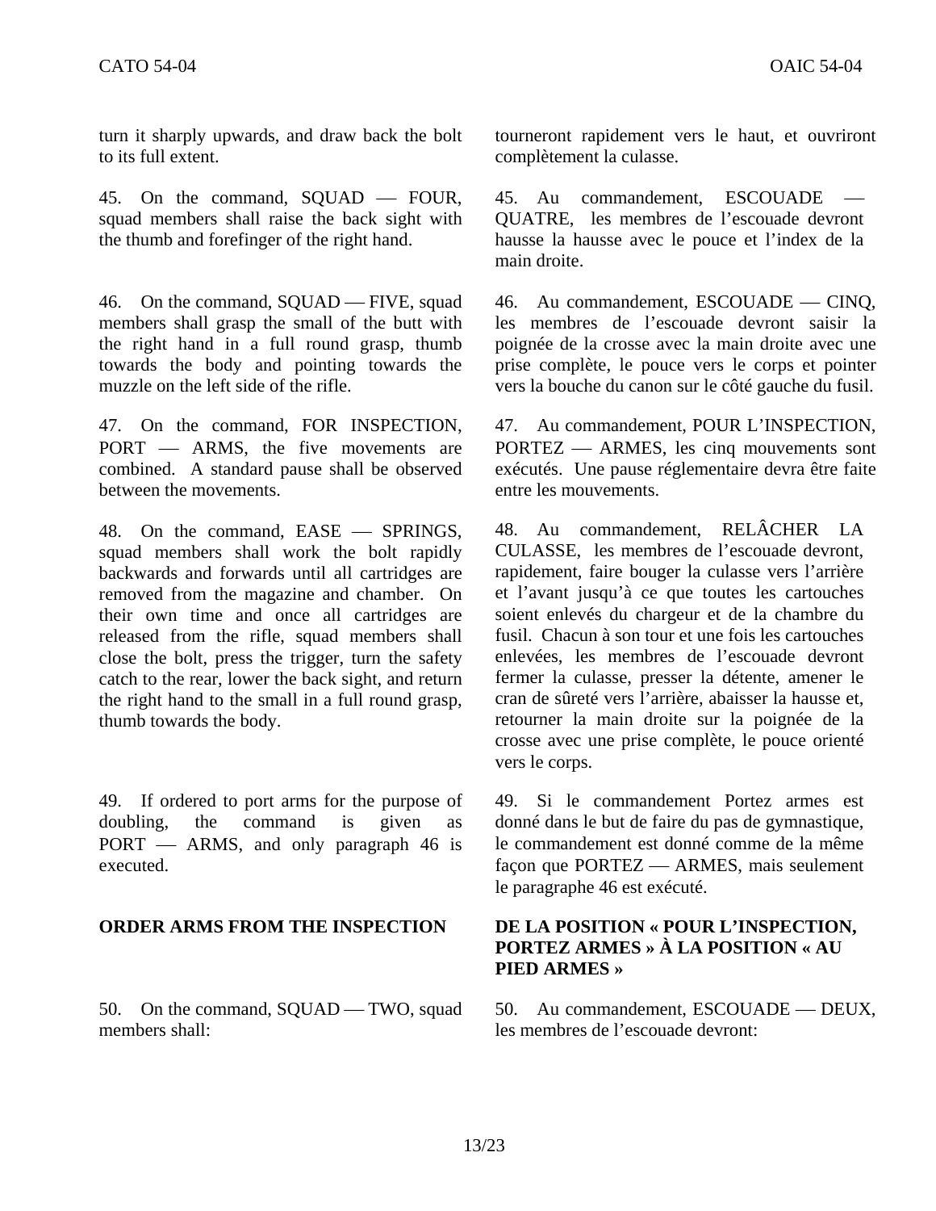turn it sharply upwards, and draw back the bolt to its full extent.

45. On the command, SQUAD — FOUR, squad members shall raise the back sight with the thumb and forefinger of the right hand.

46. On the command, SQUAD — FIVE, squad members shall grasp the small of the butt with the right hand in a full round grasp, thumb towards the body and pointing towards the muzzle on the left side of the rifle.

47. On the command, FOR INSPECTION, PORT — ARMS, the five movements are combined. A standard pause shall be observed between the movements.

48. On the command, EASE — SPRINGS, squad members shall work the bolt rapidly backwards and forwards until all cartridges are removed from the magazine and chamber. On their own time and once all cartridges are released from the rifle, squad members shall close the bolt, press the trigger, turn the safety catch to the rear, lower the back sight, and return the right hand to the small in a full round grasp, thumb towards the body.

49. If ordered to port arms for the purpose of doubling, the command is given as PORT — ARMS, and only paragraph 46 is executed.

**ORDER ARMS FROM THE INSPECTION**

50. On the command, SQUAD — TWO, squad members shall:

tourneront rapidement vers le haut, et ouvriront complètement la culasse.

45. Au commandement, ESCOUADE — QUATRE, les membres de l'escouade devront hausse la hausse avec le pouce et l'index de la main droite.

46. Au commandement, ESCOUADE — CINQ, les membres de l'escouade devront saisir la poignée de la crosse avec la main droite avec une prise complète, le pouce vers le corps et pointer vers la bouche du canon sur le côté gauche du fusil.

47. Au commandement, POUR L'INSPECTION, PORTEZ — ARMES, les cinq mouvements sont exécutés. Une pause réglementaire devra être faite entre les mouvements.

48. Au commandement, RELÂCHER LA CULASSE, les membres de l'escouade devront, rapidement, faire bouger la culasse vers l'arrière et l'avant jusqu'à ce que toutes les cartouches soient enlevés du chargeur et de la chambre du fusil. Chacun à son tour et une fois les cartouches enlevées, les membres de l'escouade devront fermer la culasse, presser la détente, amener le cran de sûreté vers l'arrière, abaisser la hausse et, retourner la main droite sur la poignée de la crosse avec une prise complète, le pouce orienté vers le corps.

49. Si le commandement Portez armes est donné dans le but de faire du pas de gymnastique, le commandement est donné comme de la même façon que PORTEZ — ARMES, mais seulement le paragraphe 46 est exécuté.

**DE LA POSITION « POUR L'INSPECTION, PORTEZ ARMES » À LA POSITION « AU PIED ARMES »**

50. Au commandement, ESCOUADE — DEUX, les membres de l'escouade devront: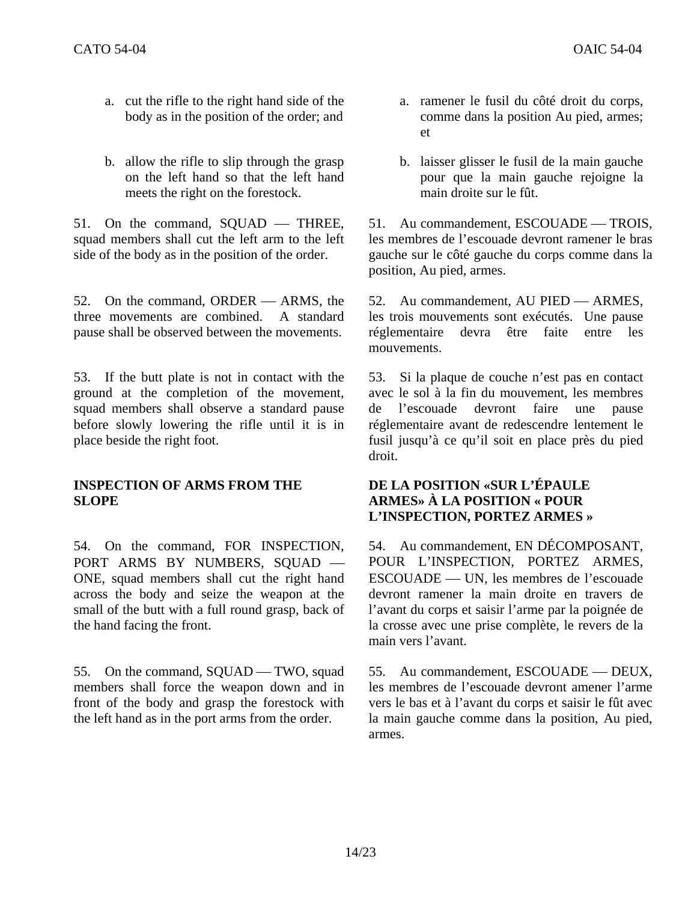a. cut the rifle to the right hand side of the body as in the position of the order; and

b. allow the rifle to slip through the grasp on the left hand so that the left hand meets the right on the forestock.

51. On the command, SQUAD — THREE, squad members shall cut the left arm to the left side of the body as in the position of the order.

52. On the command, ORDER — ARMS, the three movements are combined. A standard pause shall be observed between the movements.

53. If the butt plate is not in contact with the ground at the completion of the movement, squad members shall observe a standard pause before slowly lowering the rifle until it is in place beside the right foot.

**INSPECTION OF ARMS FROM THE SLOPE**

54. On the command, FOR INSPECTION, PORT ARMS BY NUMBERS, SQUAD — ONE, squad members shall cut the right hand across the body and seize the weapon at the small of the butt with a full round grasp, back of the hand facing the front.

55. On the command, SQUAD — TWO, squad members shall force the weapon down and in front of the body and grasp the forestock with the left hand as in the port arms from the order.

a. ramener le fusil du côté droit du corps, comme dans la position Au pied, armes; et

b. laisser glisser le fusil de la main gauche pour que la main gauche rejoigne la main droite sur le fût.

51. Au commandement, ESCOUADE — TROIS, les membres de l'escouade devront ramener le bras gauche sur le côté gauche du corps comme dans la position, Au pied, armes.

52. Au commandement, AU PIED — ARMES, les trois mouvements sont exécutés. Une pause réglementaire devra être faite entre les mouvements.

53. Si la plaque de couche n'est pas en contact avec le sol à la fin du mouvement, les membres de l'escouade devront faire une pause réglementaire avant de redescendre lentement le fusil jusqu'à ce qu'il soit en place près du pied droit.

**DE LA POSITION «SUR L'ÉPAULE ARMES» À LA POSITION « POUR L'INSPECTION, PORTEZ ARMES »**

54. Au commandement, EN DÉCOMPOSANT, POUR L'INSPECTION, PORTEZ ARMES, ESCOUADE — UN, les membres de l'escouade devront ramener la main droite en travers de l'avant du corps et saisir l'arme par la poignée de la crosse avec une prise complète, le revers de la main vers l'avant.

55. Au commandement, ESCOUADE — DEUX, les membres de l'escouade devront amener l'arme vers le bas et à l'avant du corps et saisir le fût avec la main gauche comme dans la position, Au pied, armes.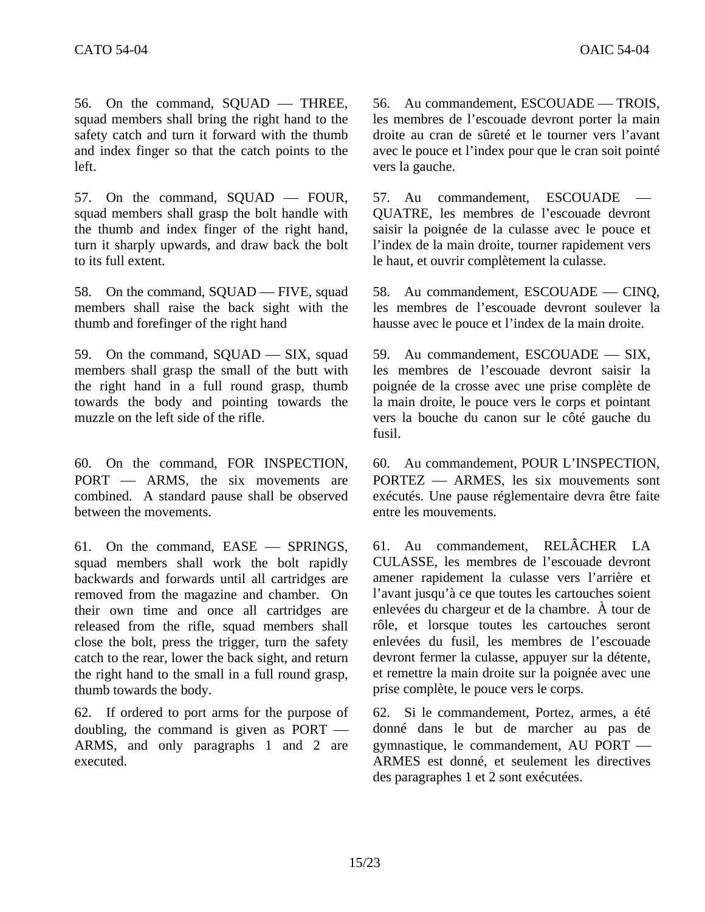56. On the command, SQUAD — THREE, squad members shall bring the right hand to the safety catch and turn it forward with the thumb and index finger so that the catch points to the left.

57. On the command, SQUAD — FOUR, squad members shall grasp the bolt handle with the thumb and index finger of the right hand, turn it sharply upwards, and draw back the bolt to its full extent.

58. On the command, SQUAD — FIVE, squad members shall raise the back sight with the thumb and forefinger of the right hand

59. On the command, SQUAD — SIX, squad members shall grasp the small of the butt with the right hand in a full round grasp, thumb towards the body and pointing towards the muzzle on the left side of the rifle.

60. On the command, FOR INSPECTION, PORT — ARMS, the six movements are combined. A standard pause shall be observed between the movements.

61. On the command, EASE — SPRINGS, squad members shall work the bolt rapidly backwards and forwards until all cartridges are removed from the magazine and chamber. On their own time and once all cartridges are released from the rifle, squad members shall close the bolt, press the trigger, turn the safety catch to the rear, lower the back sight, and return the right hand to the small in a full round grasp, thumb towards the body.

62. If ordered to port arms for the purpose of doubling, the command is given as PORT — ARMS, and only paragraphs 1 and 2 are executed.

56. Au commandement, ESCOUADE — TROIS, les membres de l'escouade devront porter la main droite au cran de sûreté et le tourner vers l'avant avec le pouce et l'index pour que le cran soit pointé vers la gauche.

57. Au commandement, ESCOUADE — QUATRE, les membres de l'escouade devront saisir la poignée de la culasse avec le pouce et l'index de la main droite, tourner rapidement vers le haut, et ouvrir complètement la culasse.

58. Au commandement, ESCOUADE — CINQ, les membres de l'escouade devront soulever la hausse avec le pouce et l'index de la main droite.

59. Au commandement, ESCOUADE — SIX, les membres de l'escouade devront saisir la poignée de la crosse avec une prise complète de la main droite, le pouce vers le corps et pointant vers la bouche du canon sur le côté gauche du fusil.

60. Au commandement, POUR L'INSPECTION, PORTEZ — ARMES, les six mouvements sont exécutés. Une pause réglementaire devra être faite entre les mouvements.

61. Au commandement, RELÂCHER LA CULASSE, les membres de l'escouade devront amener rapidement la culasse vers l'arrière et l'avant jusqu'à ce que toutes les cartouches soient enlevées du chargeur et de la chambre. À tour de rôle, et lorsque toutes les cartouches seront enlevées du fusil, les membres de l'escouade devront fermer la culasse, appuyer sur la détente, et remettre la main droite sur la poignée avec une prise complète, le pouce vers le corps.

62. Si le commandement, Portez, armes, a été donné dans le but de marcher au pas de gymnastique, le commandement, AU PORT — ARMES est donné, et seulement les directives des paragraphes 1 et 2 sont exécutées.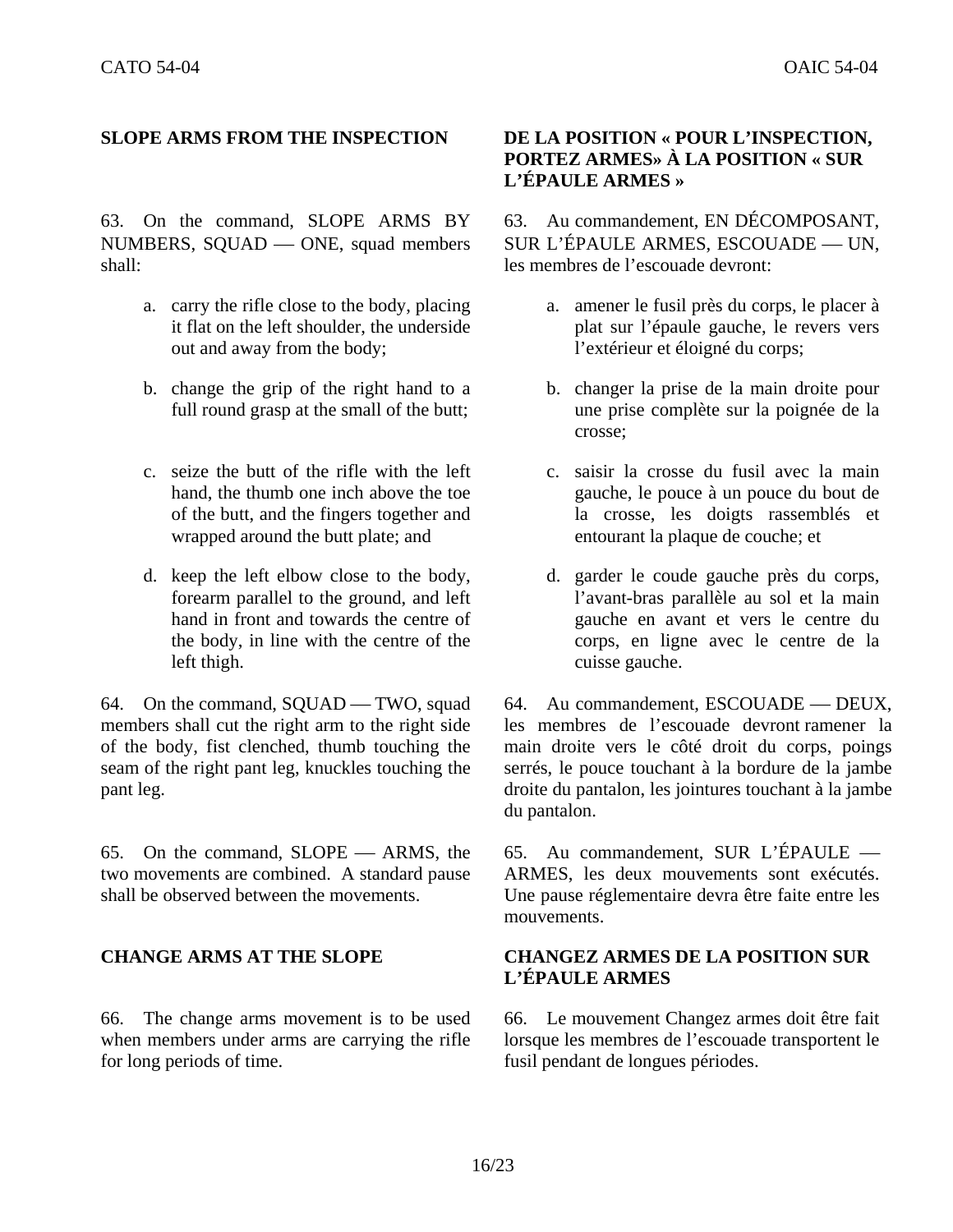**SLOPE ARMS FROM THE INSPECTION**

63. On the command, SLOPE ARMS BY NUMBERS, SQUAD — ONE, squad members shall:

a. carry the rifle close to the body, placing it flat on the left shoulder, the underside out and away from the body;

b. change the grip of the right hand to a full round grasp at the small of the butt;

c. seize the butt of the rifle with the left hand, the thumb one inch above the toe of the butt, and the fingers together and wrapped around the butt plate; and

d. keep the left elbow close to the body, forearm parallel to the ground, and left hand in front and towards the centre of the body, in line with the centre of the left thigh.

64. On the command, SQUAD — TWO, squad members shall cut the right arm to the right side of the body, fist clenched, thumb touching the seam of the right pant leg, knuckles touching the pant leg.

65. On the command, SLOPE — ARMS, the two movements are combined. A standard pause shall be observed between the movements.

**CHANGE ARMS AT THE SLOPE**

66. The change arms movement is to be used when members under arms are carrying the rifle for long periods of time.

**DE LA POSITION « POUR L'INSPECTION, PORTEZ ARMES» À LA POSITION « SUR L'ÉPAULE ARMES »**

63. Au commandement, EN DÉCOMPOSANT, SUR L'ÉPAULE ARMES, ESCOUADE — UN, les membres de l'escouade devront:

a. amener le fusil près du corps, le placer à plat sur l'épaule gauche, le revers vers l'extérieur et éloigné du corps;

b. changer la prise de la main droite pour une prise complète sur la poignée de la crosse;

c. saisir la crosse du fusil avec la main gauche, le pouce à un pouce du bout de la crosse, les doigts rassemblés et entourant la plaque de couche; et

d. garder le coude gauche près du corps, l'avant-bras parallèle au sol et la main gauche en avant et vers le centre du corps, en ligne avec le centre de la cuisse gauche.

64. Au commandement, ESCOUADE — DEUX, les membres de l'escouade devront ramener la main droite vers le côté droit du corps, poings serrés, le pouce touchant à la bordure de la jambe droite du pantalon, les jointures touchant à la jambe du pantalon.

65. Au commandement, SUR L'ÉPAULE — ARMES, les deux mouvements sont exécutés. Une pause réglementaire devra être faite entre les mouvements.

**CHANGEZ ARMES DE LA POSITION SUR L'ÉPAULE ARMES**

66. Le mouvement Changez armes doit être fait lorsque les membres de l'escouade transportent le fusil pendant de longues périodes.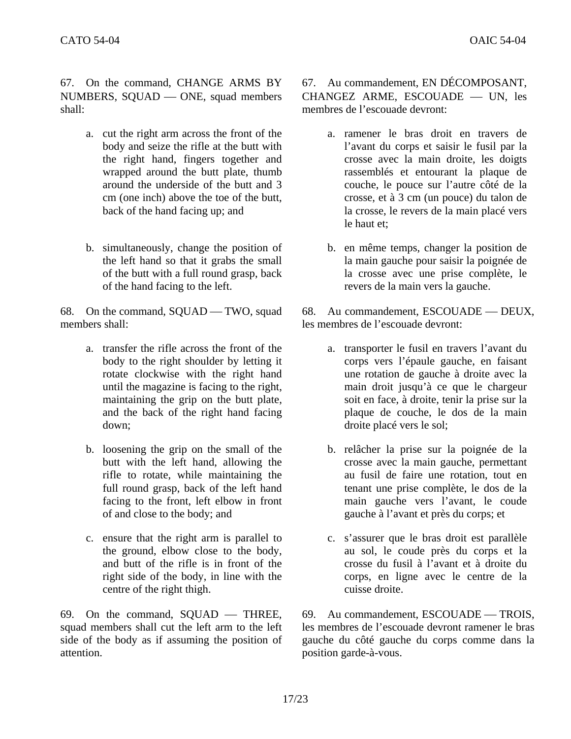67. On the command, CHANGE ARMS BY NUMBERS, SQUAD — ONE, squad members shall:

a. cut the right arm across the front of the body and seize the rifle at the butt with the right hand, fingers together and wrapped around the butt plate, thumb around the underside of the butt and 3 cm (one inch) above the toe of the butt, back of the hand facing up; and

b. simultaneously, change the position of the left hand so that it grabs the small of the butt with a full round grasp, back of the hand facing to the left.

68. On the command, SQUAD — TWO, squad members shall:

a. transfer the rifle across the front of the body to the right shoulder by letting it rotate clockwise with the right hand until the magazine is facing to the right, maintaining the grip on the butt plate, and the back of the right hand facing down;

b. loosening the grip on the small of the butt with the left hand, allowing the rifle to rotate, while maintaining the full round grasp, back of the left hand facing to the front, left elbow in front of and close to the body; and

c. ensure that the right arm is parallel to the ground, elbow close to the body, and butt of the rifle is in front of the right side of the body, in line with the centre of the right thigh.

69. On the command, SQUAD — THREE, squad members shall cut the left arm to the left side of the body as if assuming the position of attention.

67. Au commandement, EN DÉCOMPOSANT, CHANGEZ ARME, ESCOUADE — UN, les membres de l'escouade devront:

a. ramener le bras droit en travers de l'avant du corps et saisir le fusil par la crosse avec la main droite, les doigts rassemblés et entourant la plaque de couche, le pouce sur l'autre côté de la crosse, et à 3 cm (un pouce) du talon de la crosse, le revers de la main placé vers le haut et;

b. en même temps, changer la position de la main gauche pour saisir la poignée de la crosse avec une prise complète, le revers de la main vers la gauche.

68. Au commandement, ESCOUADE — DEUX, les membres de l'escouade devront:

a. transporter le fusil en travers l'avant du corps vers l'épaule gauche, en faisant une rotation de gauche à droite avec la main droit jusqu'à ce que le chargeur soit en face, à droite, tenir la prise sur la plaque de couche, le dos de la main droite placé vers le sol;

b. relâcher la prise sur la poignée de la crosse avec la main gauche, permettant au fusil de faire une rotation, tout en tenant une prise complète, le dos de la main gauche vers l'avant, le coude gauche à l'avant et près du corps; et

c. s'assurer que le bras droit est parallèle au sol, le coude près du corps et la crosse du fusil à l'avant et à droite du corps, en ligne avec le centre de la cuisse droite.

69. Au commandement, ESCOUADE — TROIS, les membres de l'escouade devront ramener le bras gauche du côté gauche du corps comme dans la position garde-à-vous.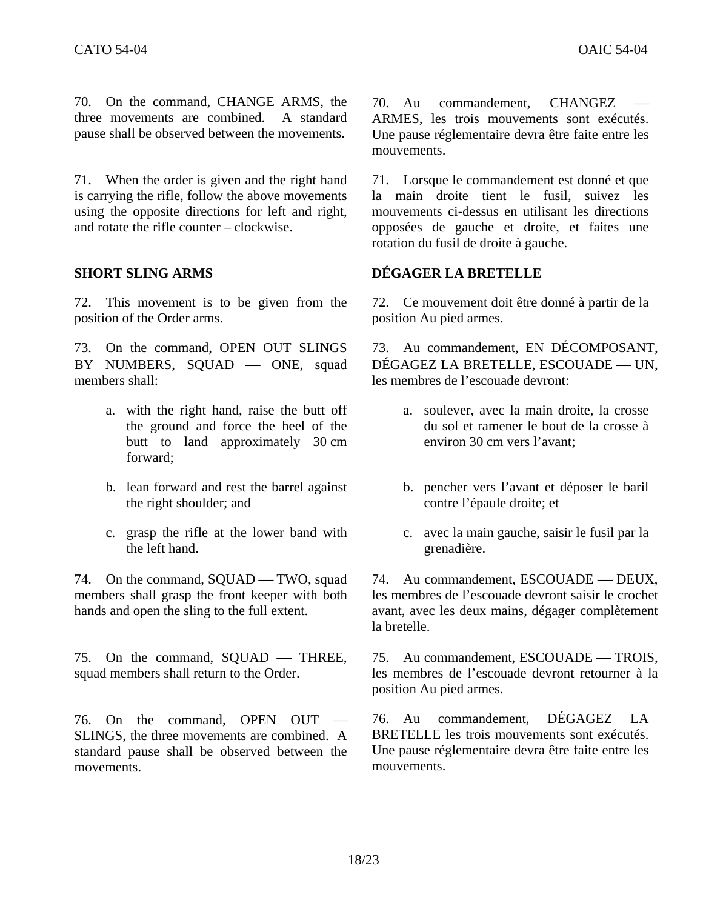70. On the command, CHANGE ARMS, the three movements are combined. A standard pause shall be observed between the movements.

71. When the order is given and the right hand is carrying the rifle, follow the above movements using the opposite directions for left and right, and rotate the rifle counter – clockwise.

**SHORT SLING ARMS**

72. This movement is to be given from the position of the Order arms.

73. On the command, OPEN OUT SLINGS BY NUMBERS, SQUAD — ONE, squad members shall:

a. with the right hand, raise the butt off the ground and force the heel of the butt to land approximately 30 cm forward;

b. lean forward and rest the barrel against the right shoulder; and

c. grasp the rifle at the lower band with the left hand.

74. On the command, SQUAD — TWO, squad members shall grasp the front keeper with both hands and open the sling to the full extent.

75. On the command, SQUAD — THREE, squad members shall return to the Order.

76. On the command, OPEN OUT — SLINGS, the three movements are combined. A standard pause shall be observed between the movements.

70. Au commandement, CHANGEZ — ARMES, les trois mouvements sont exécutés. Une pause réglementaire devra être faite entre les mouvements.

71. Lorsque le commandement est donné et que la main droite tient le fusil, suivez les mouvements ci-dessus en utilisant les directions opposées de gauche et droite, et faites une rotation du fusil de droite à gauche.

**DÉGAGER LA BRETELLE**

72. Ce mouvement doit être donné à partir de la position Au pied armes.

73. Au commandement, EN DÉCOMPOSANT, DÉGAGEZ LA BRETELLE, ESCOUADE — UN, les membres de l'escouade devront:

a. soulever, avec la main droite, la crosse du sol et ramener le bout de la crosse à environ 30 cm vers l'avant;

b. pencher vers l'avant et déposer le baril contre l'épaule droite; et

c. avec la main gauche, saisir le fusil par la grenadière.

74. Au commandement, ESCOUADE — DEUX, les membres de l'escouade devront saisir le crochet avant, avec les deux mains, dégager complètement la bretelle.

75. Au commandement, ESCOUADE — TROIS, les membres de l'escouade devront retourner à la position Au pied armes.

76. Au commandement, DÉGAGEZ LA BRETELLE les trois mouvements sont exécutés. Une pause réglementaire devra être faite entre les mouvements.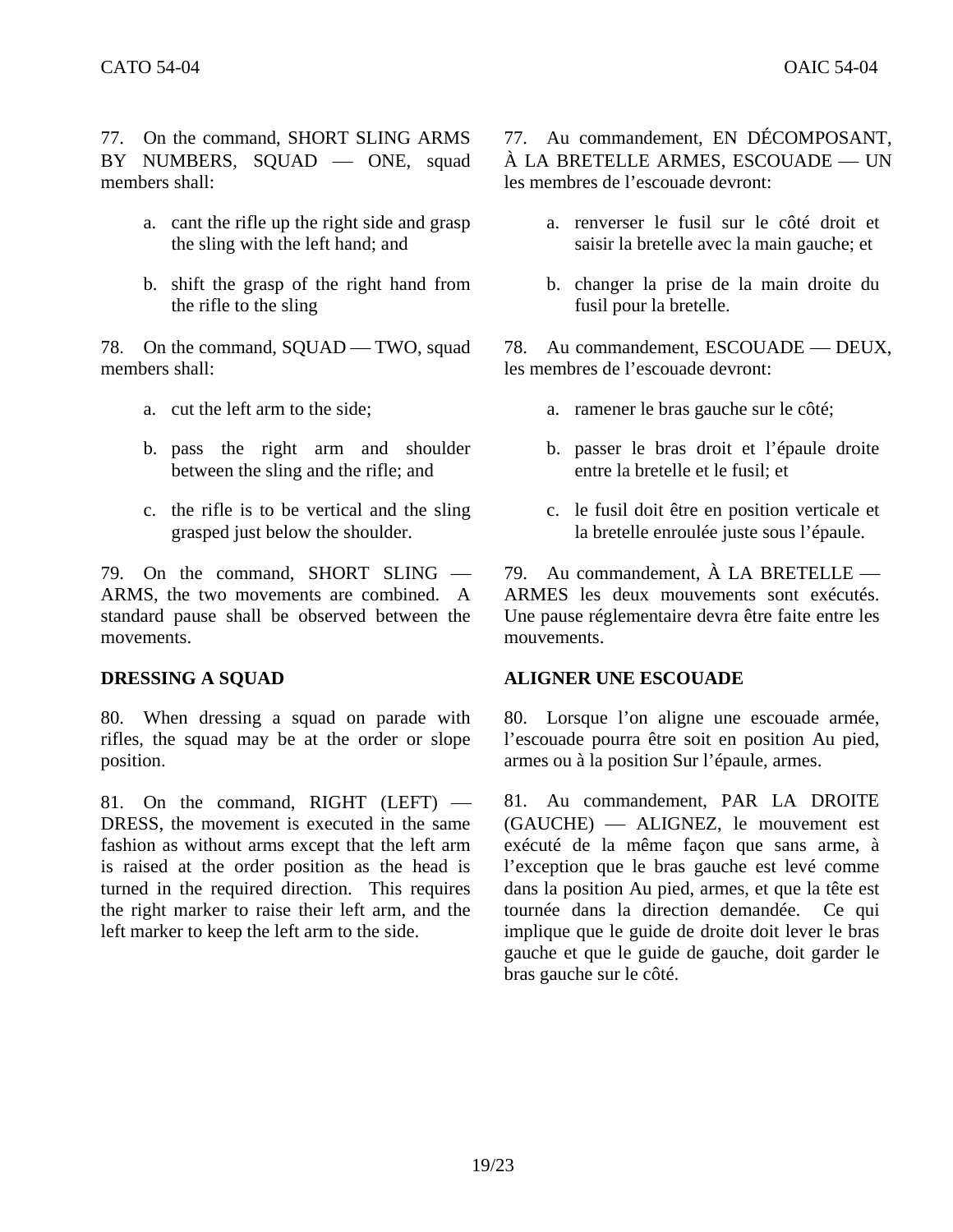77. On the command, SHORT SLING ARMS BY NUMBERS, SQUAD — ONE, squad members shall:

a. cant the rifle up the right side and grasp the sling with the left hand; and

b. shift the grasp of the right hand from the rifle to the sling

78. On the command, SQUAD — TWO, squad members shall:

a. cut the left arm to the side;

b. pass the right arm and shoulder between the sling and the rifle; and

c. the rifle is to be vertical and the sling grasped just below the shoulder.

79. On the command, SHORT SLING — ARMS, the two movements are combined. A standard pause shall be observed between the movements.

**DRESSING A SQUAD**

80. When dressing a squad on parade with rifles, the squad may be at the order or slope position.

81. On the command, RIGHT (LEFT) — DRESS, the movement is executed in the same fashion as without arms except that the left arm is raised at the order position as the head is turned in the required direction. This requires the right marker to raise their left arm, and the left marker to keep the left arm to the side.

77. Au commandement, EN DÉCOMPOSANT, À LA BRETELLE ARMES, ESCOUADE — UN les membres de l'escouade devront:

a. renverser le fusil sur le côté droit et saisir la bretelle avec la main gauche; et

b. changer la prise de la main droite du fusil pour la bretelle.

78. Au commandement, ESCOUADE — DEUX, les membres de l'escouade devront:

a. ramener le bras gauche sur le côté;

b. passer le bras droit et l'épaule droite entre la bretelle et le fusil; et

c. le fusil doit être en position verticale et la bretelle enroulée juste sous l'épaule.

79. Au commandement, À LA BRETELLE — ARMES les deux mouvements sont exécutés. Une pause réglementaire devra être faite entre les mouvements.

**ALIGNER UNE ESCOUADE**

80. Lorsque l'on aligne une escouade armée, l'escouade pourra être soit en position Au pied, armes ou à la position Sur l'épaule, armes.

81. Au commandement, PAR LA DROITE (GAUCHE) — ALIGNEZ, le mouvement est exécuté de la même façon que sans arme, à l'exception que le bras gauche est levé comme dans la position Au pied, armes, et que la tête est tournée dans la direction demandée. Ce qui implique que le guide de droite doit lever le bras gauche et que le guide de gauche, doit garder le bras gauche sur le côté.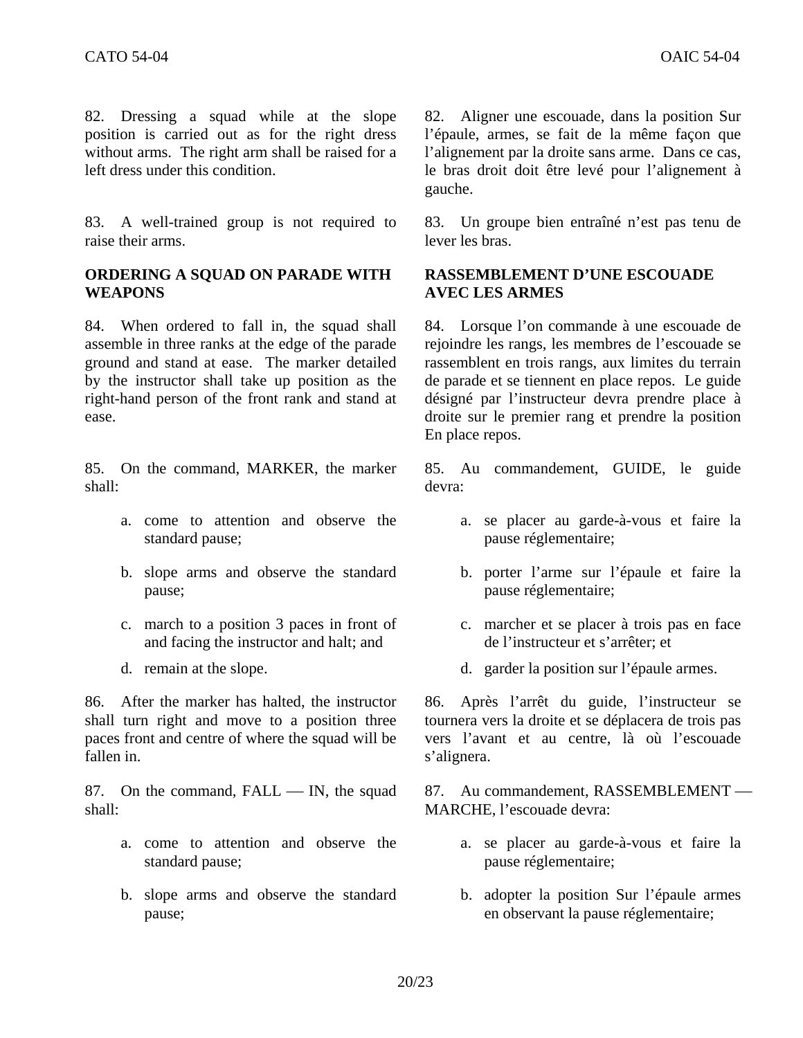82. Dressing a squad while at the slope position is carried out as for the right dress without arms. The right arm shall be raised for a left dress under this condition.

83. A well-trained group is not required to raise their arms.

**ORDERING A SQUAD ON PARADE WITH WEAPONS**

84. When ordered to fall in, the squad shall assemble in three ranks at the edge of the parade ground and stand at ease. The marker detailed by the instructor shall take up position as the right-hand person of the front rank and stand at ease.

85. On the command, MARKER, the marker shall:

a. come to attention and observe the standard pause;

b. slope arms and observe the standard pause;

c. march to a position 3 paces in front of and facing the instructor and halt; and

d. remain at the slope.

86. After the marker has halted, the instructor shall turn right and move to a position three paces front and centre of where the squad will be fallen in.

87. On the command, FALL — IN, the squad shall:

a. come to attention and observe the standard pause;

b. slope arms and observe the standard pause;

82. Aligner une escouade, dans la position Sur l'épaule, armes, se fait de la même façon que l'alignement par la droite sans arme. Dans ce cas, le bras droit doit être levé pour l'alignement à gauche.

83. Un groupe bien entraîné n'est pas tenu de lever les bras.

**RASSEMBLEMENT D'UNE ESCOUADE AVEC LES ARMES**

84. Lorsque l'on commande à une escouade de rejoindre les rangs, les membres de l'escouade se rassemblent en trois rangs, aux limites du terrain de parade et se tiennent en place repos. Le guide désigné par l'instructeur devra prendre place à droite sur le premier rang et prendre la position En place repos.

85. Au commandement, GUIDE, le guide devra:

a. se placer au garde-à-vous et faire la pause réglementaire;

b. porter l'arme sur l'épaule et faire la pause réglementaire;

c. marcher et se placer à trois pas en face de l'instructeur et s'arrêter; et

d. garder la position sur l'épaule armes.

86. Après l'arrêt du guide, l'instructeur se tournera vers la droite et se déplacera de trois pas vers l'avant et au centre, là où l'escouade s'alignera.

87. Au commandement, RASSEMBLEMENT — MARCHE, l'escouade devra:

a. se placer au garde-à-vous et faire la pause réglementaire;

b. adopter la position Sur l'épaule armes en observant la pause réglementaire;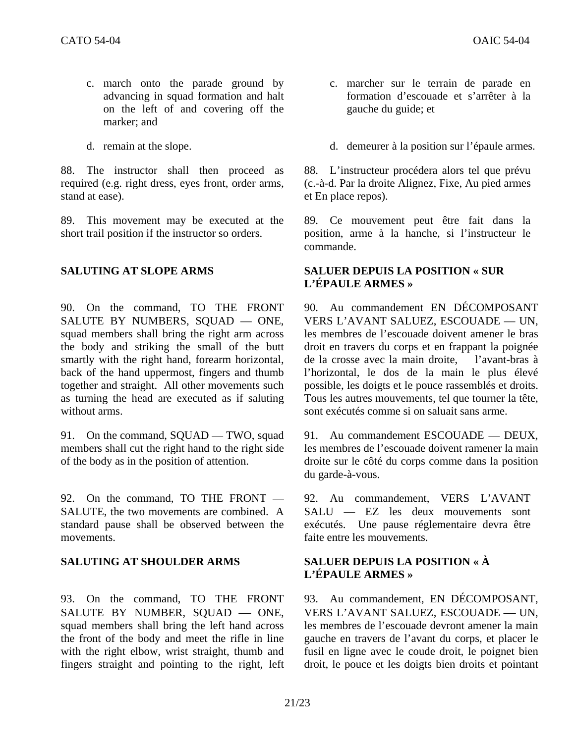c. march onto the parade ground by advancing in squad formation and halt on the left of and covering off the marker; and

d. remain at the slope.

88. The instructor shall then proceed as required (e.g. right dress, eyes front, order arms, stand at ease).

89. This movement may be executed at the short trail position if the instructor so orders.

**SALUTING AT SLOPE ARMS**

90. On the command, TO THE FRONT SALUTE BY NUMBERS, SQUAD — ONE, squad members shall bring the right arm across the body and striking the small of the butt smartly with the right hand, forearm horizontal, back of the hand uppermost, fingers and thumb together and straight. All other movements such as turning the head are executed as if saluting without arms.

91. On the command, SQUAD — TWO, squad members shall cut the right hand to the right side of the body as in the position of attention.

92. On the command, TO THE FRONT — SALUTE, the two movements are combined. A standard pause shall be observed between the movements.

**SALUTING AT SHOULDER ARMS**

93. On the command, TO THE FRONT SALUTE BY NUMBER, SQUAD — ONE, squad members shall bring the left hand across the front of the body and meet the rifle in line with the right elbow, wrist straight, thumb and fingers straight and pointing to the right, left

c. marcher sur le terrain de parade en formation d'escouade et s'arrêter à la gauche du guide; et

d. demeurer à la position sur l'épaule armes.

88. L'instructeur procédera alors tel que prévu (c.-à-d. Par la droite Alignez, Fixe, Au pied armes et En place repos).

89. Ce mouvement peut être fait dans la position, arme à la hanche, si l'instructeur le commande.

**SALUER DEPUIS LA POSITION « SUR L'ÉPAULE ARMES »**

90. Au commandement EN DÉCOMPOSANT VERS L'AVANT SALUEZ, ESCOUADE — UN, les membres de l'escouade doivent amener le bras droit en travers du corps et en frappant la poignée de la crosse avec la main droite, l'avant-bras à l'horizontal, le dos de la main le plus élevé possible, les doigts et le pouce rassemblés et droits. Tous les autres mouvements, tel que tourner la tête, sont exécutés comme si on saluait sans arme.

91. Au commandement ESCOUADE — DEUX, les membres de l'escouade doivent ramener la main droite sur le côté du corps comme dans la position du garde-à-vous.

92. Au commandement, VERS L'AVANT SALU — EZ les deux mouvements sont exécutés. Une pause réglementaire devra être faite entre les mouvements.

**SALUER DEPUIS LA POSITION « À L'ÉPAULE ARMES »**

93. Au commandement, EN DÉCOMPOSANT, VERS L'AVANT SALUEZ, ESCOUADE — UN, les membres de l'escouade devront amener la main gauche en travers de l'avant du corps, et placer le fusil en ligne avec le coude droit, le poignet bien droit, le pouce et les doigts bien droits et pointant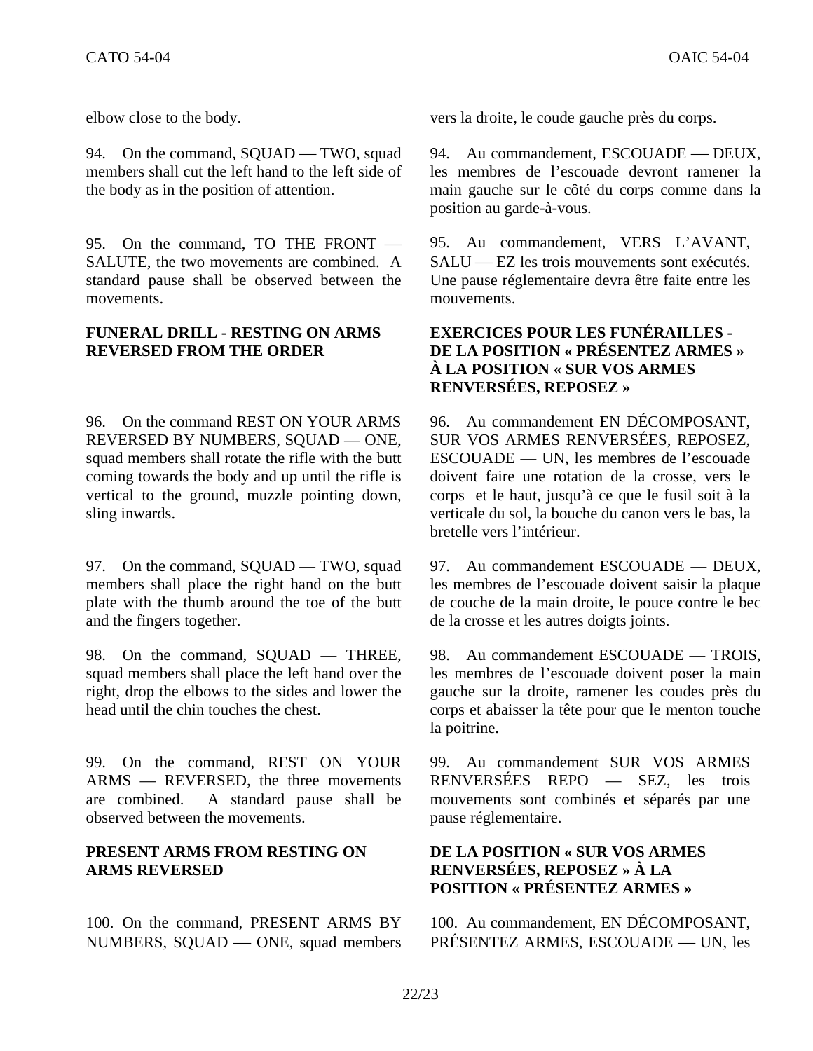elbow close to the body.

vers la droite, le coude gauche près du corps.

94. On the command, SQUAD — TWO, squad members shall cut the left hand to the left side of the body as in the position of attention.

94. Au commandement, ESCOUADE — DEUX, les membres de l'escouade devront ramener la main gauche sur le côté du corps comme dans la position au garde-à-vous.

95. On the command, TO THE FRONT — SALUTE, the two movements are combined. A standard pause shall be observed between the movements.

95. Au commandement, VERS L'AVANT, SALU — EZ les trois mouvements sont exécutés. Une pause réglementaire devra être faite entre les mouvements.

**FUNERAL DRILL - RESTING ON ARMS REVERSED FROM THE ORDER**

**EXERCICES POUR LES FUNÉRAILLES - DE LA POSITION « PRÉSENTEZ ARMES » À LA POSITION « SUR VOS ARMES RENVERSÉES, REPOSEZ »**

96. On the command REST ON YOUR ARMS REVERSED BY NUMBERS, SQUAD — ONE, squad members shall rotate the rifle with the butt coming towards the body and up until the rifle is vertical to the ground, muzzle pointing down, sling inwards.

96. Au commandement EN DÉCOMPOSANT, SUR VOS ARMES RENVERSÉES, REPOSEZ, ESCOUADE — UN, les membres de l'escouade doivent faire une rotation de la crosse, vers le corps et le haut, jusqu'à ce que le fusil soit à la verticale du sol, la bouche du canon vers le bas, la bretelle vers l'intérieur.

97. On the command, SQUAD — TWO, squad members shall place the right hand on the butt plate with the thumb around the toe of the butt and the fingers together.

97. Au commandement ESCOUADE — DEUX, les membres de l'escouade doivent saisir la plaque de couche de la main droite, le pouce contre le bec de la crosse et les autres doigts joints.

98. On the command, SQUAD — THREE, squad members shall place the left hand over the right, drop the elbows to the sides and lower the head until the chin touches the chest.

98. Au commandement ESCOUADE — TROIS, les membres de l'escouade doivent poser la main gauche sur la droite, ramener les coudes près du corps et abaisser la tête pour que le menton touche la poitrine.

99. On the command, REST ON YOUR ARMS — REVERSED, the three movements are combined. A standard pause shall be observed between the movements.

99. Au commandement SUR VOS ARMES RENVERSÉES REPO — SEZ, les trois mouvements sont combinés et séparés par une pause réglementaire.

**PRESENT ARMS FROM RESTING ON ARMS REVERSED**

**DE LA POSITION « SUR VOS ARMES RENVERSÉES, REPOSEZ » À LA POSITION « PRÉSENTEZ ARMES »**

100. On the command, PRESENT ARMS BY NUMBERS, SQUAD — ONE, squad members

100. Au commandement, EN DÉCOMPOSANT, PRÉSENTEZ ARMES, ESCOUADE — UN, les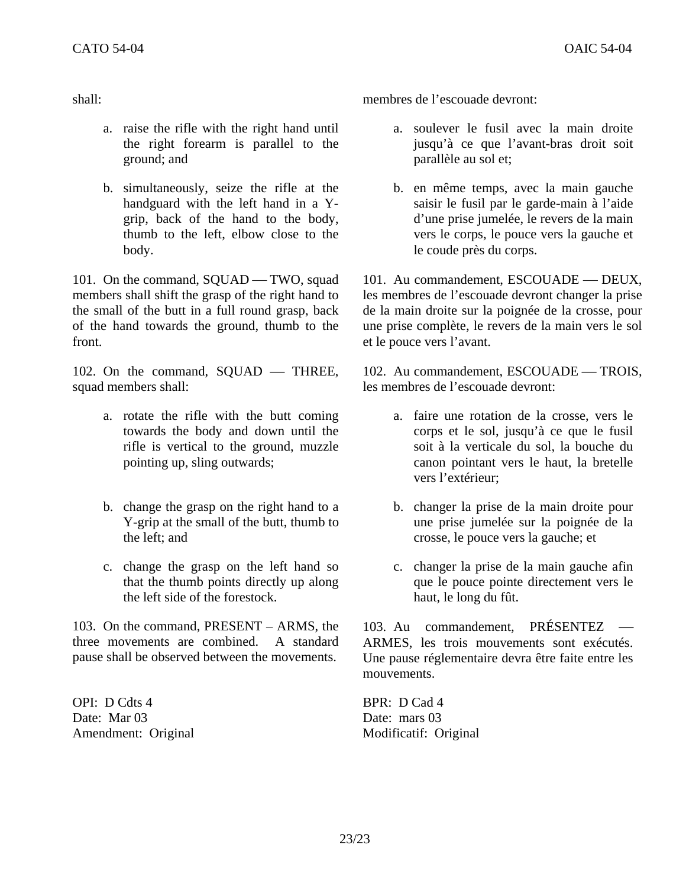shall:

a. raise the rifle with the right hand until the right forearm is parallel to the ground; and

b. simultaneously, seize the rifle at the handguard with the left hand in a Y-grip, back of the hand to the body, thumb to the left, elbow close to the body.

101. On the command, SQUAD — TWO, squad members shall shift the grasp of the right hand to the small of the butt in a full round grasp, back of the hand towards the ground, thumb to the front.

102. On the command, SQUAD — THREE, squad members shall:

a. rotate the rifle with the butt coming towards the body and down until the rifle is vertical to the ground, muzzle pointing up, sling outwards;

b. change the grasp on the right hand to a Y-grip at the small of the butt, thumb to the left; and

c. change the grasp on the left hand so that the thumb points directly up along the left side of the forestock.

103. On the command, PRESENT – ARMS, the three movements are combined. A standard pause shall be observed between the movements.

OPI: D Cdts 4
Date: Mar 03
Amendment: Original

membres de l'escouade devront:

a. soulever le fusil avec la main droite jusqu'à ce que l'avant-bras droit soit parallèle au sol et;

b. en même temps, avec la main gauche saisir le fusil par le garde-main à l'aide d'une prise jumelée, le revers de la main vers le corps, le pouce vers la gauche et le coude près du corps.

101. Au commandement, ESCOUADE — DEUX, les membres de l'escouade devront changer la prise de la main droite sur la poignée de la crosse, pour une prise complète, le revers de la main vers le sol et le pouce vers l'avant.

102. Au commandement, ESCOUADE — TROIS, les membres de l'escouade devront:

a. faire une rotation de la crosse, vers le corps et le sol, jusqu'à ce que le fusil soit à la verticale du sol, la bouche du canon pointant vers le haut, la bretelle vers l'extérieur;

b. changer la prise de la main droite pour une prise jumelée sur la poignée de la crosse, le pouce vers la gauche; et

c. changer la prise de la main gauche afin que le pouce pointe directement vers le haut, le long du fût.

103. Au commandement, PRÉSENTEZ — ARMES, les trois mouvements sont exécutés. Une pause réglementaire devra être faite entre les mouvements.

BPR: D Cad 4
Date: mars 03
Modificatif: Original